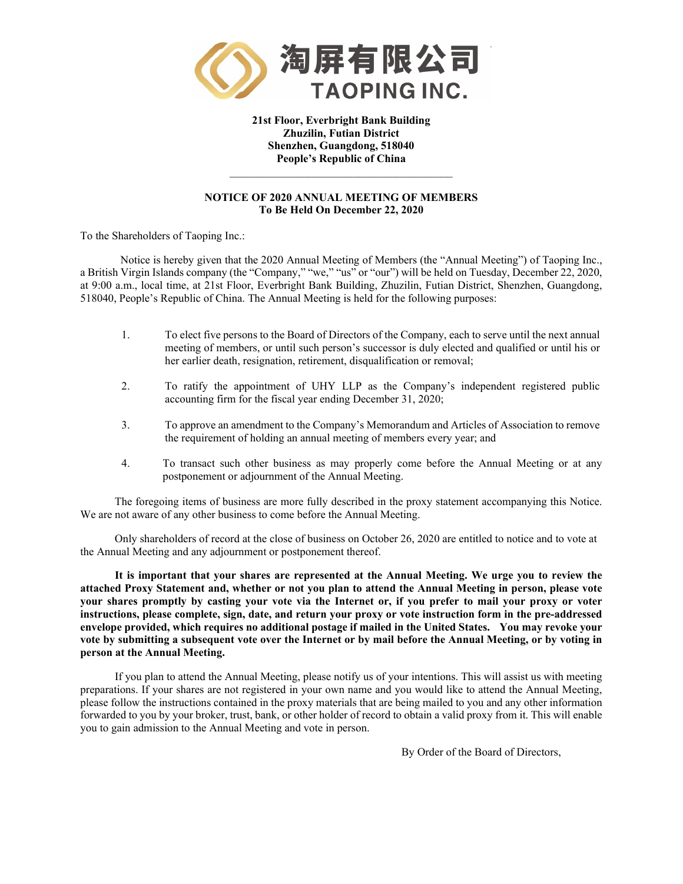淘屏有限公司
TAOPING INC.

**21st Floor, Everbright Bank Building**
**Zhuzilin, Futian District**
**Shenzhen, Guangdong, 518040**
**People's Republic of China**

---

**NOTICE OF 2020 ANNUAL MEETING OF MEMBERS**
**To Be Held On December 22, 2020**

To the Shareholders of Taoping Inc.:

Notice is hereby given that the 2020 Annual Meeting of Members (the "Annual Meeting") of Taoping Inc., a British Virgin Islands company (the "Company," "we," "us" or "our") will be held on Tuesday, December 22, 2020, at 9:00 a.m., local time, at 21st Floor, Everbright Bank Building, Zhuzilin, Futian District, Shenzhen, Guangdong, 518040, People's Republic of China. The Annual Meeting is held for the following purposes:

1. To elect five persons to the Board of Directors of the Company, each to serve until the next annual meeting of members, or until such person's successor is duly elected and qualified or until his or her earlier death, resignation, retirement, disqualification or removal;

2. To ratify the appointment of UHY LLP as the Company's independent registered public accounting firm for the fiscal year ending December 31, 2020;

3. To approve an amendment to the Company's Memorandum and Articles of Association to remove the requirement of holding an annual meeting of members every year; and

4. To transact such other business as may properly come before the Annual Meeting or at any postponement or adjournment of the Annual Meeting.

The foregoing items of business are more fully described in the proxy statement accompanying this Notice. We are not aware of any other business to come before the Annual Meeting.

Only shareholders of record at the close of business on October 26, 2020 are entitled to notice and to vote at the Annual Meeting and any adjournment or postponement thereof.

**It is important that your shares are represented at the Annual Meeting. We urge you to review the attached Proxy Statement and, whether or not you plan to attend the Annual Meeting in person, please vote your shares promptly by casting your vote via the Internet or, if you prefer to mail your proxy or voter instructions, please complete, sign, date, and return your proxy or vote instruction form in the pre-addressed envelope provided, which requires no additional postage if mailed in the United States. You may revoke your vote by submitting a subsequent vote over the Internet or by mail before the Annual Meeting, or by voting in person at the Annual Meeting.**

If you plan to attend the Annual Meeting, please notify us of your intentions. This will assist us with meeting preparations. If your shares are not registered in your own name and you would like to attend the Annual Meeting, please follow the instructions contained in the proxy materials that are being mailed to you and any other information forwarded to you by your broker, trust, bank, or other holder of record to obtain a valid proxy from it. This will enable you to gain admission to the Annual Meeting and vote in person.

By Order of the Board of Directors,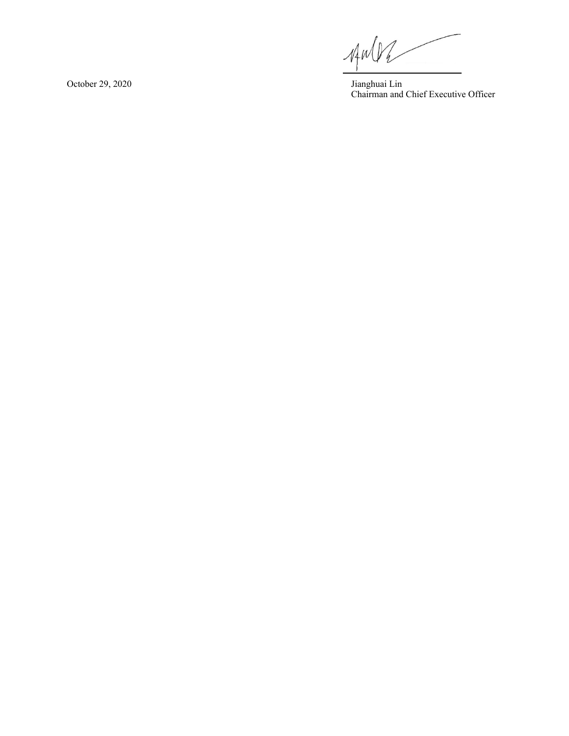October 29, 2020

Jianghuai Lin
Chairman and Chief Executive Officer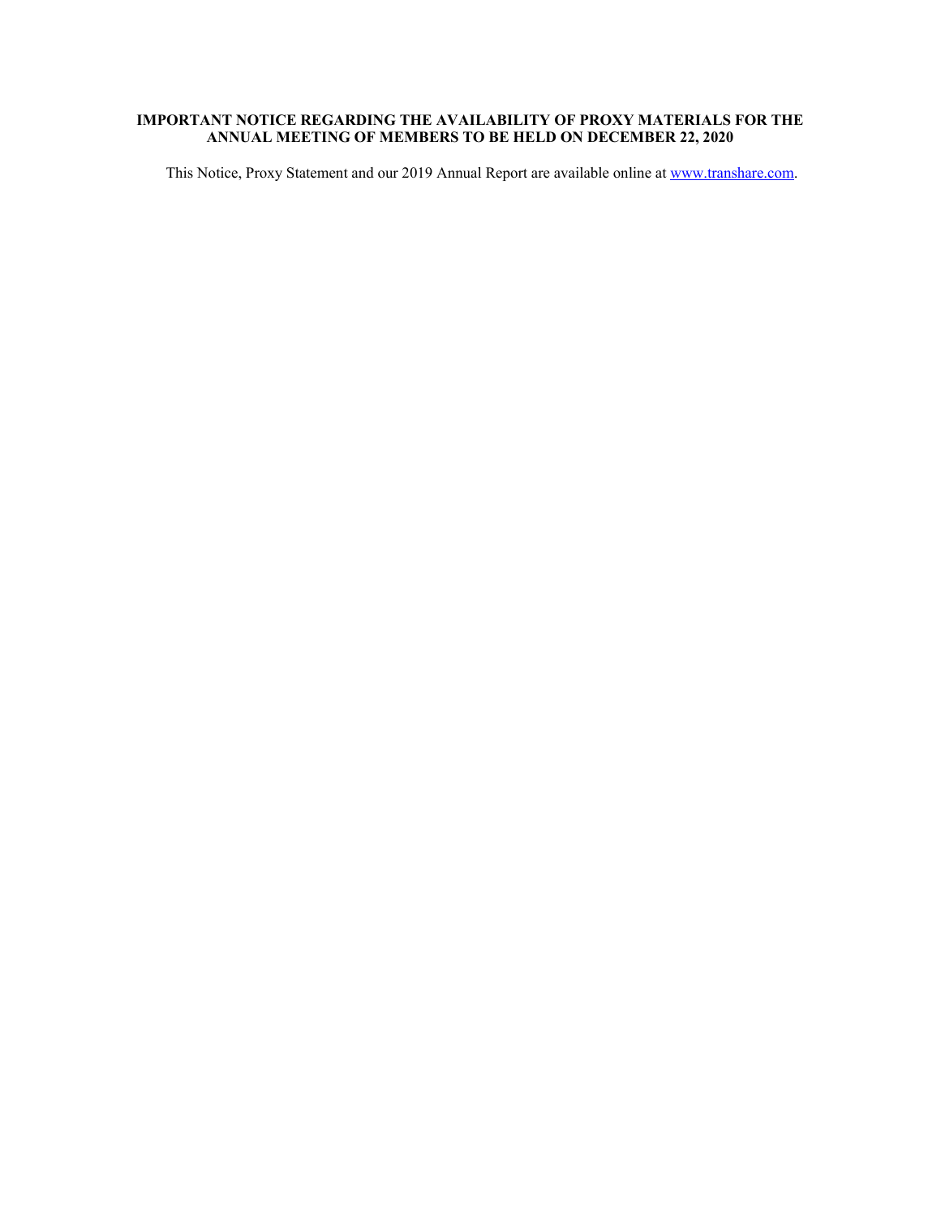**IMPORTANT NOTICE REGARDING THE AVAILABILITY OF PROXY MATERIALS FOR THE ANNUAL MEETING OF MEMBERS TO BE HELD ON DECEMBER 22, 2020**

This Notice, Proxy Statement and our 2019 Annual Report are available online at [www.transhare.com](http://www.transhare.com).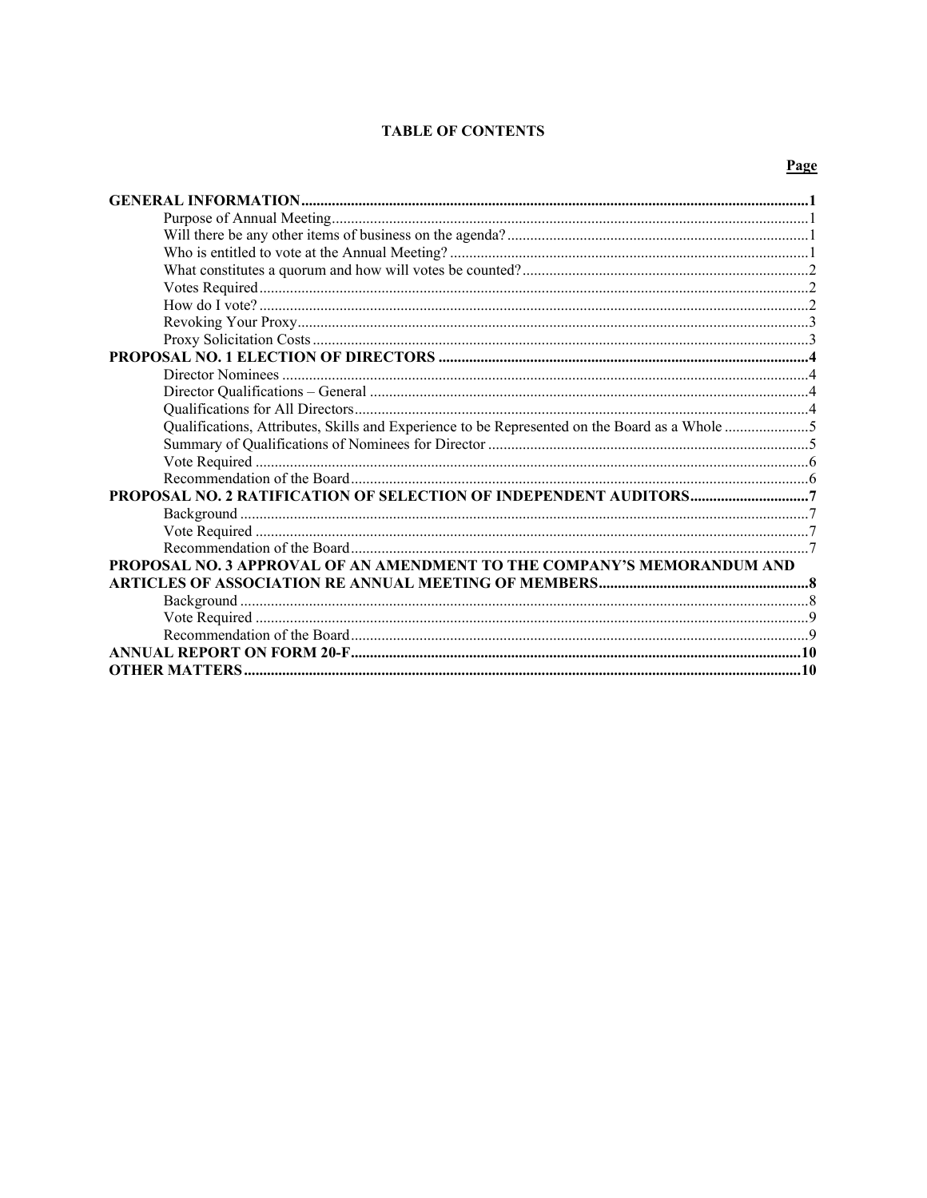# TABLE OF CONTENTS

| | Page |
|---|---|
| **GENERAL INFORMATION** | **1** |
| Purpose of Annual Meeting | 1 |
| Will there be any other items of business on the agenda? | 1 |
| Who is entitled to vote at the Annual Meeting? | 1 |
| What constitutes a quorum and how will votes be counted? | 2 |
| Votes Required | 2 |
| How do I vote? | 2 |
| Revoking Your Proxy | 3 |
| Proxy Solicitation Costs | 3 |
| **PROPOSAL NO. 1 ELECTION OF DIRECTORS** | **4** |
| Director Nominees | 4 |
| Director Qualifications – General | 4 |
| Qualifications for All Directors | 4 |
| Qualifications, Attributes, Skills and Experience to be Represented on the Board as a Whole | 5 |
| Summary of Qualifications of Nominees for Director | 5 |
| Vote Required | 6 |
| Recommendation of the Board | 6 |
| **PROPOSAL NO. 2 RATIFICATION OF SELECTION OF INDEPENDENT AUDITORS** | **7** |
| Background | 7 |
| Vote Required | 7 |
| Recommendation of the Board | 7 |
| **PROPOSAL NO. 3 APPROVAL OF AN AMENDMENT TO THE COMPANY'S MEMORANDUM AND ARTICLES OF ASSOCIATION RE ANNUAL MEETING OF MEMBERS** | **8** |
| Background | 8 |
| Vote Required | 9 |
| Recommendation of the Board | 9 |
| **ANNUAL REPORT ON FORM 20-F** | **10** |
| **OTHER MATTERS** | **10** |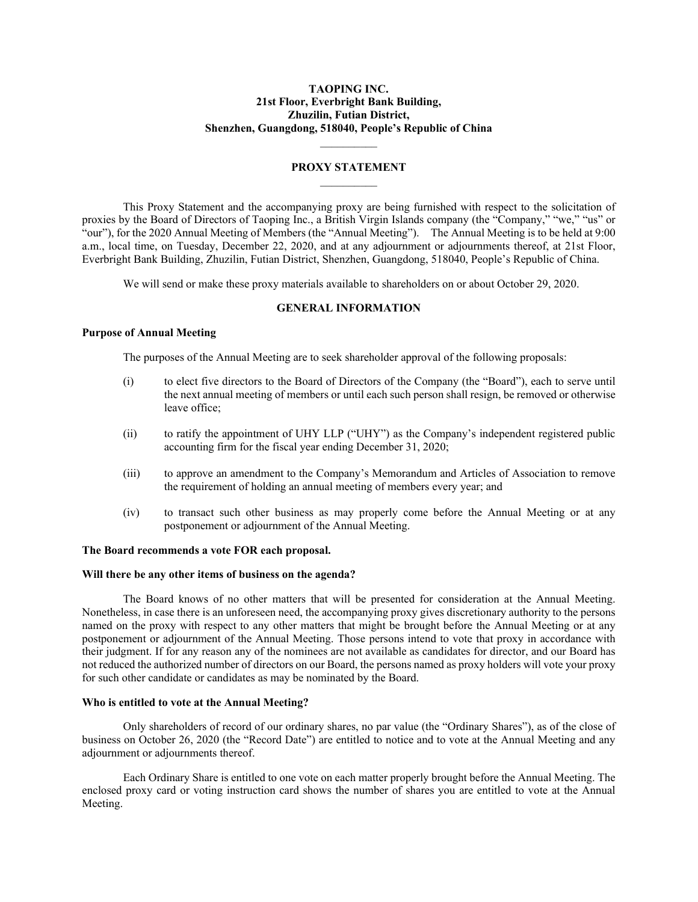**TAOPING INC.**
**21st Floor, Everbright Bank Building,**
**Zhuzilin, Futian District,**
**Shenzhen, Guangdong, 518040, People's Republic of China**

## PROXY STATEMENT

This Proxy Statement and the accompanying proxy are being furnished with respect to the solicitation of proxies by the Board of Directors of Taoping Inc., a British Virgin Islands company (the "Company," "we," "us" or "our"), for the 2020 Annual Meeting of Members (the "Annual Meeting"). The Annual Meeting is to be held at 9:00 a.m., local time, on Tuesday, December 22, 2020, and at any adjournment or adjournments thereof, at 21st Floor, Everbright Bank Building, Zhuzilin, Futian District, Shenzhen, Guangdong, 518040, People's Republic of China.

We will send or make these proxy materials available to shareholders on or about October 29, 2020.

## GENERAL INFORMATION

### Purpose of Annual Meeting

The purposes of the Annual Meeting are to seek shareholder approval of the following proposals:

(i) to elect five directors to the Board of Directors of the Company (the "Board"), each to serve until the next annual meeting of members or until each such person shall resign, be removed or otherwise leave office;

(ii) to ratify the appointment of UHY LLP ("UHY") as the Company's independent registered public accounting firm for the fiscal year ending December 31, 2020;

(iii) to approve an amendment to the Company's Memorandum and Articles of Association to remove the requirement of holding an annual meeting of members every year; and

(iv) to transact such other business as may properly come before the Annual Meeting or at any postponement or adjournment of the Annual Meeting.

**The Board recommends a vote FOR each proposal.**

### Will there be any other items of business on the agenda?

The Board knows of no other matters that will be presented for consideration at the Annual Meeting. Nonetheless, in case there is an unforeseen need, the accompanying proxy gives discretionary authority to the persons named on the proxy with respect to any other matters that might be brought before the Annual Meeting or at any postponement or adjournment of the Annual Meeting. Those persons intend to vote that proxy in accordance with their judgment. If for any reason any of the nominees are not available as candidates for director, and our Board has not reduced the authorized number of directors on our Board, the persons named as proxy holders will vote your proxy for such other candidate or candidates as may be nominated by the Board.

### Who is entitled to vote at the Annual Meeting?

Only shareholders of record of our ordinary shares, no par value (the "Ordinary Shares"), as of the close of business on October 26, 2020 (the "Record Date") are entitled to notice and to vote at the Annual Meeting and any adjournment or adjournments thereof.

Each Ordinary Share is entitled to one vote on each matter properly brought before the Annual Meeting. The enclosed proxy card or voting instruction card shows the number of shares you are entitled to vote at the Annual Meeting.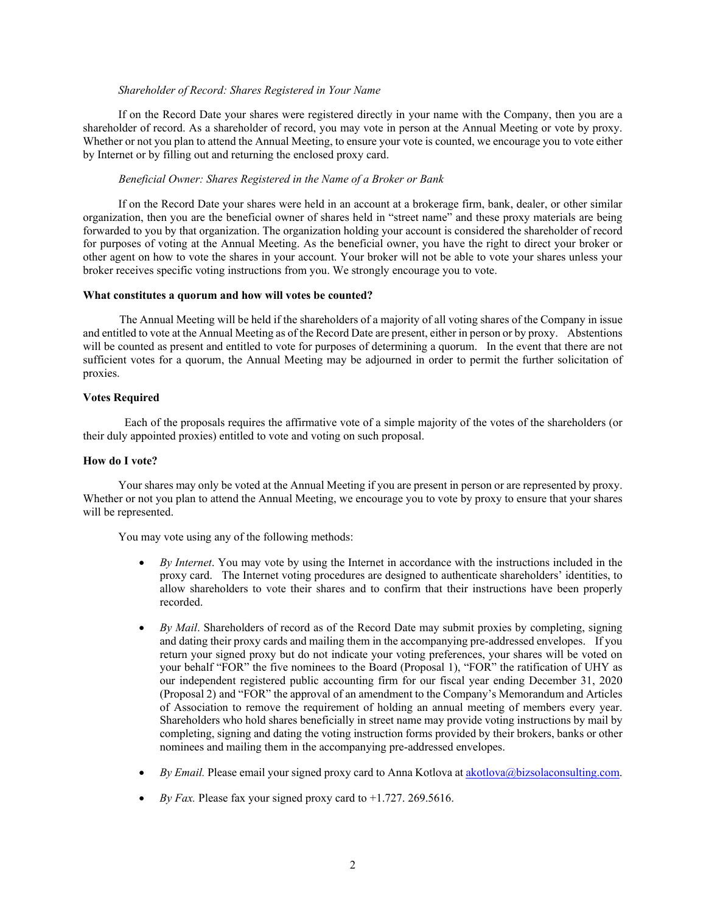*Shareholder of Record: Shares Registered in Your Name*

If on the Record Date your shares were registered directly in your name with the Company, then you are a shareholder of record. As a shareholder of record, you may vote in person at the Annual Meeting or vote by proxy. Whether or not you plan to attend the Annual Meeting, to ensure your vote is counted, we encourage you to vote either by Internet or by filling out and returning the enclosed proxy card.

*Beneficial Owner: Shares Registered in the Name of a Broker or Bank*

If on the Record Date your shares were held in an account at a brokerage firm, bank, dealer, or other similar organization, then you are the beneficial owner of shares held in "street name" and these proxy materials are being forwarded to you by that organization. The organization holding your account is considered the shareholder of record for purposes of voting at the Annual Meeting. As the beneficial owner, you have the right to direct your broker or other agent on how to vote the shares in your account. Your broker will not be able to vote your shares unless your broker receives specific voting instructions from you. We strongly encourage you to vote.

**What constitutes a quorum and how will votes be counted?**

The Annual Meeting will be held if the shareholders of a majority of all voting shares of the Company in issue and entitled to vote at the Annual Meeting as of the Record Date are present, either in person or by proxy. Abstentions will be counted as present and entitled to vote for purposes of determining a quorum. In the event that there are not sufficient votes for a quorum, the Annual Meeting may be adjourned in order to permit the further solicitation of proxies.

**Votes Required**

Each of the proposals requires the affirmative vote of a simple majority of the votes of the shareholders (or their duly appointed proxies) entitled to vote and voting on such proposal.

**How do I vote?**

Your shares may only be voted at the Annual Meeting if you are present in person or are represented by proxy. Whether or not you plan to attend the Annual Meeting, we encourage you to vote by proxy to ensure that your shares will be represented.

You may vote using any of the following methods:

- *By Internet*. You may vote by using the Internet in accordance with the instructions included in the proxy card. The Internet voting procedures are designed to authenticate shareholders' identities, to allow shareholders to vote their shares and to confirm that their instructions have been properly recorded.
- *By Mail*. Shareholders of record as of the Record Date may submit proxies by completing, signing and dating their proxy cards and mailing them in the accompanying pre-addressed envelopes. If you return your signed proxy but do not indicate your voting preferences, your shares will be voted on your behalf "FOR" the five nominees to the Board (Proposal 1), "FOR" the ratification of UHY as our independent registered public accounting firm for our fiscal year ending December 31, 2020 (Proposal 2) and "FOR" the approval of an amendment to the Company's Memorandum and Articles of Association to remove the requirement of holding an annual meeting of members every year. Shareholders who hold shares beneficially in street name may provide voting instructions by mail by completing, signing and dating the voting instruction forms provided by their brokers, banks or other nominees and mailing them in the accompanying pre-addressed envelopes.
- *By Email.* Please email your signed proxy card to Anna Kotlova at akotlova@bizsolaconsulting.com.
- *By Fax.* Please fax your signed proxy card to +1.727. 269.5616.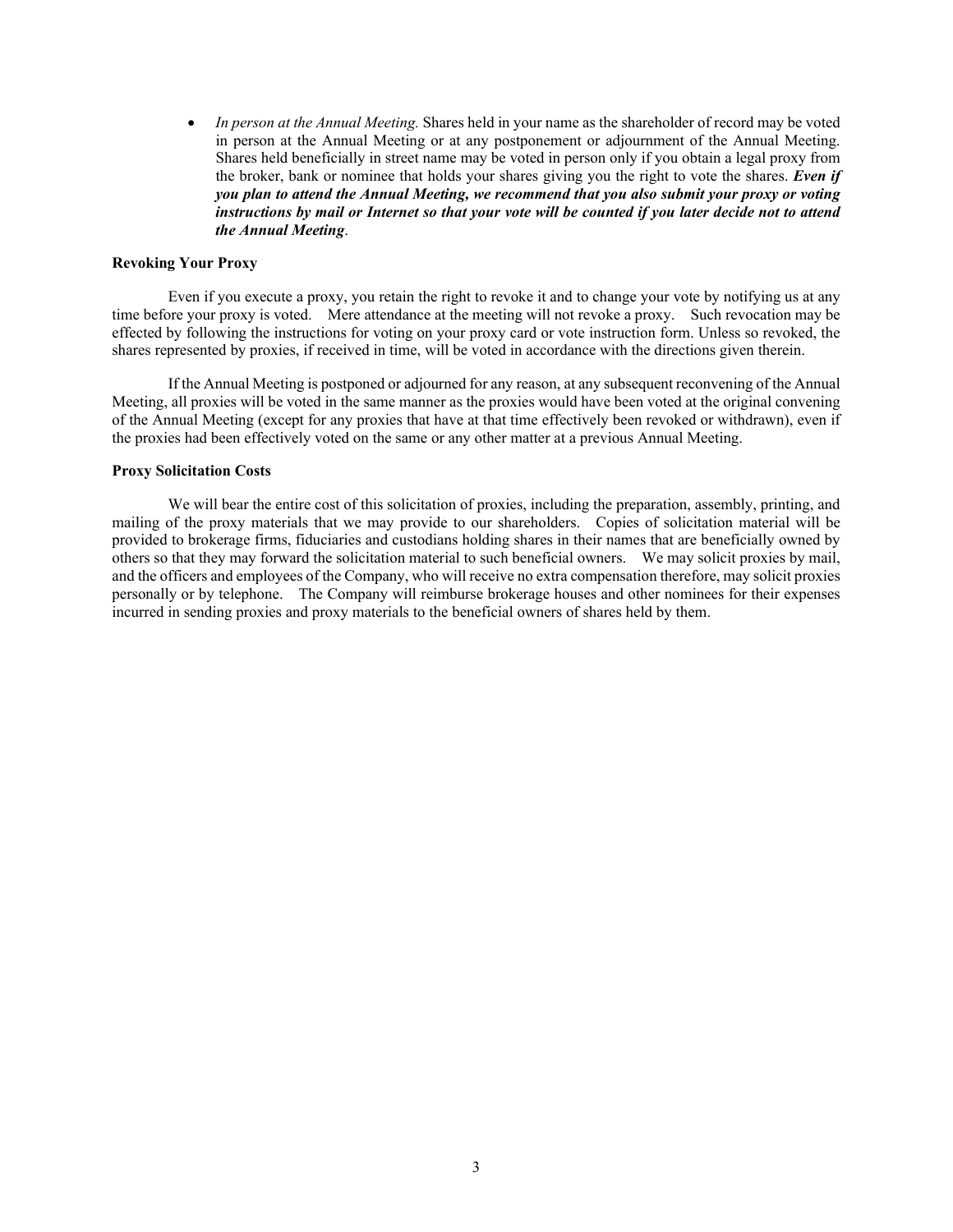- *In person at the Annual Meeting.* Shares held in your name as the shareholder of record may be voted in person at the Annual Meeting or at any postponement or adjournment of the Annual Meeting. Shares held beneficially in street name may be voted in person only if you obtain a legal proxy from the broker, bank or nominee that holds your shares giving you the right to vote the shares. ***Even if you plan to attend the Annual Meeting, we recommend that you also submit your proxy or voting instructions by mail or Internet so that your vote will be counted if you later decide not to attend the Annual Meeting***.

**Revoking Your Proxy**

Even if you execute a proxy, you retain the right to revoke it and to change your vote by notifying us at any time before your proxy is voted. Mere attendance at the meeting will not revoke a proxy. Such revocation may be effected by following the instructions for voting on your proxy card or vote instruction form. Unless so revoked, the shares represented by proxies, if received in time, will be voted in accordance with the directions given therein.

If the Annual Meeting is postponed or adjourned for any reason, at any subsequent reconvening of the Annual Meeting, all proxies will be voted in the same manner as the proxies would have been voted at the original convening of the Annual Meeting (except for any proxies that have at that time effectively been revoked or withdrawn), even if the proxies had been effectively voted on the same or any other matter at a previous Annual Meeting.

**Proxy Solicitation Costs**

We will bear the entire cost of this solicitation of proxies, including the preparation, assembly, printing, and mailing of the proxy materials that we may provide to our shareholders. Copies of solicitation material will be provided to brokerage firms, fiduciaries and custodians holding shares in their names that are beneficially owned by others so that they may forward the solicitation material to such beneficial owners. We may solicit proxies by mail, and the officers and employees of the Company, who will receive no extra compensation therefore, may solicit proxies personally or by telephone. The Company will reimburse brokerage houses and other nominees for their expenses incurred in sending proxies and proxy materials to the beneficial owners of shares held by them.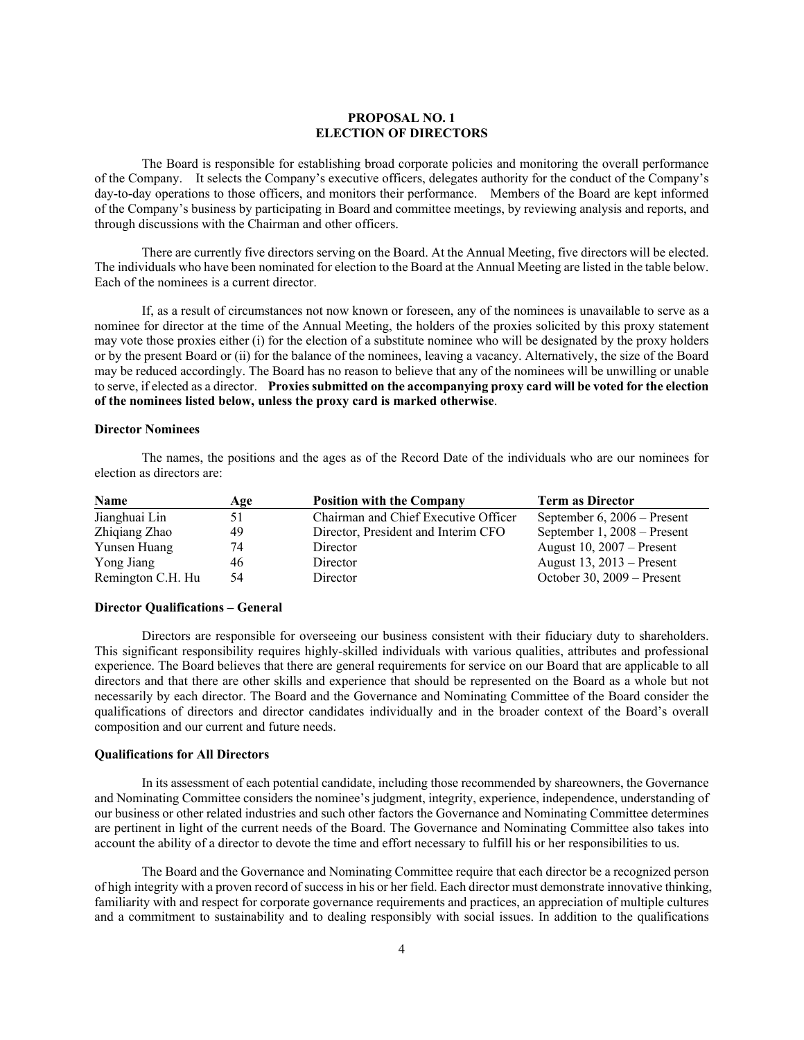## PROPOSAL NO. 1
## ELECTION OF DIRECTORS

The Board is responsible for establishing broad corporate policies and monitoring the overall performance of the Company. It selects the Company's executive officers, delegates authority for the conduct of the Company's day-to-day operations to those officers, and monitors their performance. Members of the Board are kept informed of the Company's business by participating in Board and committee meetings, by reviewing analysis and reports, and through discussions with the Chairman and other officers.

There are currently five directors serving on the Board. At the Annual Meeting, five directors will be elected. The individuals who have been nominated for election to the Board at the Annual Meeting are listed in the table below. Each of the nominees is a current director.

If, as a result of circumstances not now known or foreseen, any of the nominees is unavailable to serve as a nominee for director at the time of the Annual Meeting, the holders of the proxies solicited by this proxy statement may vote those proxies either (i) for the election of a substitute nominee who will be designated by the proxy holders or by the present Board or (ii) for the balance of the nominees, leaving a vacancy. Alternatively, the size of the Board may be reduced accordingly. The Board has no reason to believe that any of the nominees will be unwilling or unable to serve, if elected as a director. **Proxies submitted on the accompanying proxy card will be voted for the election of the nominees listed below, unless the proxy card is marked otherwise**.

**Director Nominees**

The names, the positions and the ages as of the Record Date of the individuals who are our nominees for election as directors are:

| Name | Age | Position with the Company | Term as Director |
|---|---|---|---|
| Jianghuai Lin | 51 | Chairman and Chief Executive Officer | September 6, 2006 – Present |
| Zhiqiang Zhao | 49 | Director, President and Interim CFO | September 1, 2008 – Present |
| Yunsen Huang | 74 | Director | August 10, 2007 – Present |
| Yong Jiang | 46 | Director | August 13, 2013 – Present |
| Remington C.H. Hu | 54 | Director | October 30, 2009 – Present |

**Director Qualifications – General**

Directors are responsible for overseeing our business consistent with their fiduciary duty to shareholders. This significant responsibility requires highly-skilled individuals with various qualities, attributes and professional experience. The Board believes that there are general requirements for service on our Board that are applicable to all directors and that there are other skills and experience that should be represented on the Board as a whole but not necessarily by each director. The Board and the Governance and Nominating Committee of the Board consider the qualifications of directors and director candidates individually and in the broader context of the Board's overall composition and our current and future needs.

**Qualifications for All Directors**

In its assessment of each potential candidate, including those recommended by shareowners, the Governance and Nominating Committee considers the nominee's judgment, integrity, experience, independence, understanding of our business or other related industries and such other factors the Governance and Nominating Committee determines are pertinent in light of the current needs of the Board. The Governance and Nominating Committee also takes into account the ability of a director to devote the time and effort necessary to fulfill his or her responsibilities to us.

The Board and the Governance and Nominating Committee require that each director be a recognized person of high integrity with a proven record of success in his or her field. Each director must demonstrate innovative thinking, familiarity with and respect for corporate governance requirements and practices, an appreciation of multiple cultures and a commitment to sustainability and to dealing responsibly with social issues. In addition to the qualifications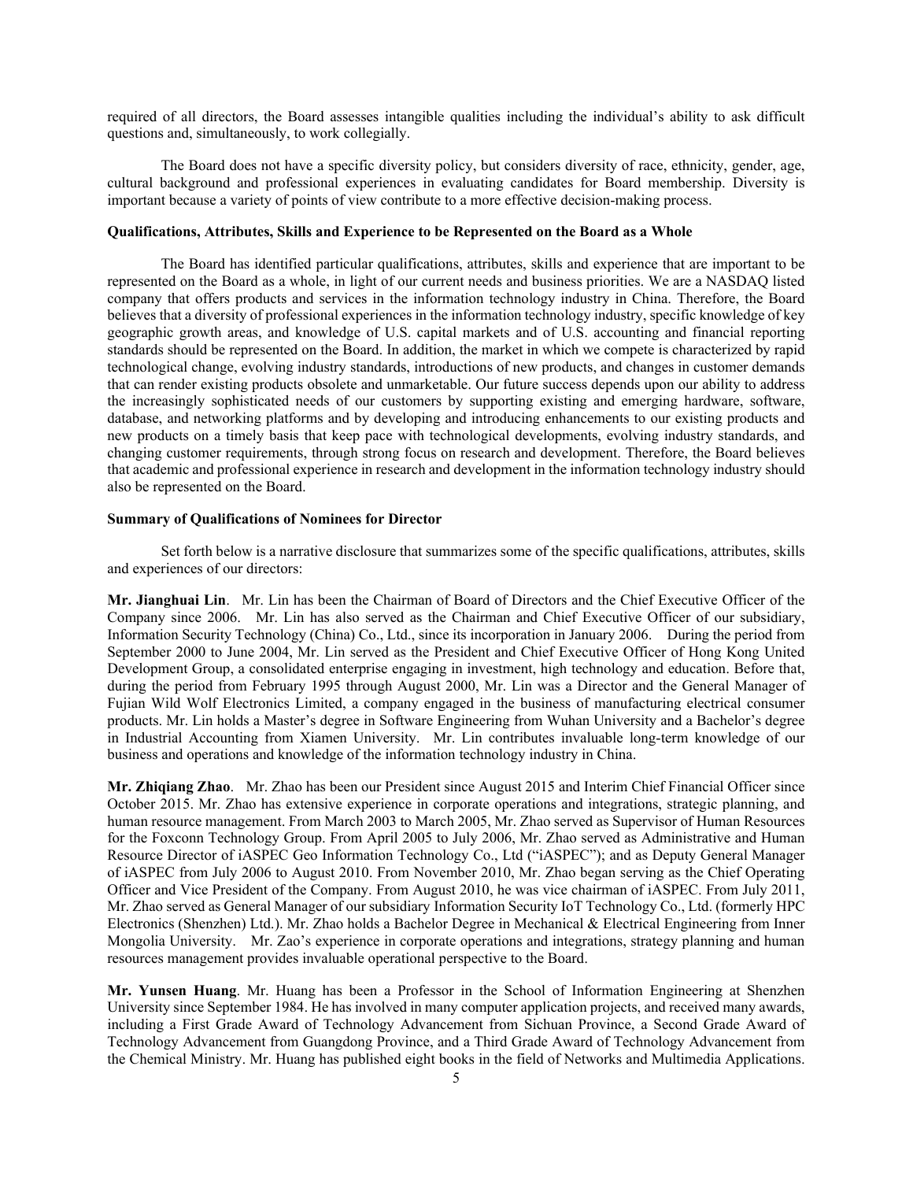required of all directors, the Board assesses intangible qualities including the individual's ability to ask difficult questions and, simultaneously, to work collegially.

The Board does not have a specific diversity policy, but considers diversity of race, ethnicity, gender, age, cultural background and professional experiences in evaluating candidates for Board membership. Diversity is important because a variety of points of view contribute to a more effective decision-making process.

**Qualifications, Attributes, Skills and Experience to be Represented on the Board as a Whole**

The Board has identified particular qualifications, attributes, skills and experience that are important to be represented on the Board as a whole, in light of our current needs and business priorities. We are a NASDAQ listed company that offers products and services in the information technology industry in China. Therefore, the Board believes that a diversity of professional experiences in the information technology industry, specific knowledge of key geographic growth areas, and knowledge of U.S. capital markets and of U.S. accounting and financial reporting standards should be represented on the Board. In addition, the market in which we compete is characterized by rapid technological change, evolving industry standards, introductions of new products, and changes in customer demands that can render existing products obsolete and unmarketable. Our future success depends upon our ability to address the increasingly sophisticated needs of our customers by supporting existing and emerging hardware, software, database, and networking platforms and by developing and introducing enhancements to our existing products and new products on a timely basis that keep pace with technological developments, evolving industry standards, and changing customer requirements, through strong focus on research and development. Therefore, the Board believes that academic and professional experience in research and development in the information technology industry should also be represented on the Board.

**Summary of Qualifications of Nominees for Director**

Set forth below is a narrative disclosure that summarizes some of the specific qualifications, attributes, skills and experiences of our directors:

**Mr. Jianghuai Lin**. Mr. Lin has been the Chairman of Board of Directors and the Chief Executive Officer of the Company since 2006. Mr. Lin has also served as the Chairman and Chief Executive Officer of our subsidiary, Information Security Technology (China) Co., Ltd., since its incorporation in January 2006. During the period from September 2000 to June 2004, Mr. Lin served as the President and Chief Executive Officer of Hong Kong United Development Group, a consolidated enterprise engaging in investment, high technology and education. Before that, during the period from February 1995 through August 2000, Mr. Lin was a Director and the General Manager of Fujian Wild Wolf Electronics Limited, a company engaged in the business of manufacturing electrical consumer products. Mr. Lin holds a Master's degree in Software Engineering from Wuhan University and a Bachelor's degree in Industrial Accounting from Xiamen University. Mr. Lin contributes invaluable long-term knowledge of our business and operations and knowledge of the information technology industry in China.

**Mr. Zhiqiang Zhao**. Mr. Zhao has been our President since August 2015 and Interim Chief Financial Officer since October 2015. Mr. Zhao has extensive experience in corporate operations and integrations, strategic planning, and human resource management. From March 2003 to March 2005, Mr. Zhao served as Supervisor of Human Resources for the Foxconn Technology Group. From April 2005 to July 2006, Mr. Zhao served as Administrative and Human Resource Director of iASPEC Geo Information Technology Co., Ltd ("iASPEC"); and as Deputy General Manager of iASPEC from July 2006 to August 2010. From November 2010, Mr. Zhao began serving as the Chief Operating Officer and Vice President of the Company. From August 2010, he was vice chairman of iASPEC. From July 2011, Mr. Zhao served as General Manager of our subsidiary Information Security IoT Technology Co., Ltd. (formerly HPC Electronics (Shenzhen) Ltd.). Mr. Zhao holds a Bachelor Degree in Mechanical & Electrical Engineering from Inner Mongolia University. Mr. Zao's experience in corporate operations and integrations, strategy planning and human resources management provides invaluable operational perspective to the Board.

**Mr. Yunsen Huang**. Mr. Huang has been a Professor in the School of Information Engineering at Shenzhen University since September 1984. He has involved in many computer application projects, and received many awards, including a First Grade Award of Technology Advancement from Sichuan Province, a Second Grade Award of Technology Advancement from Guangdong Province, and a Third Grade Award of Technology Advancement from the Chemical Ministry. Mr. Huang has published eight books in the field of Networks and Multimedia Applications.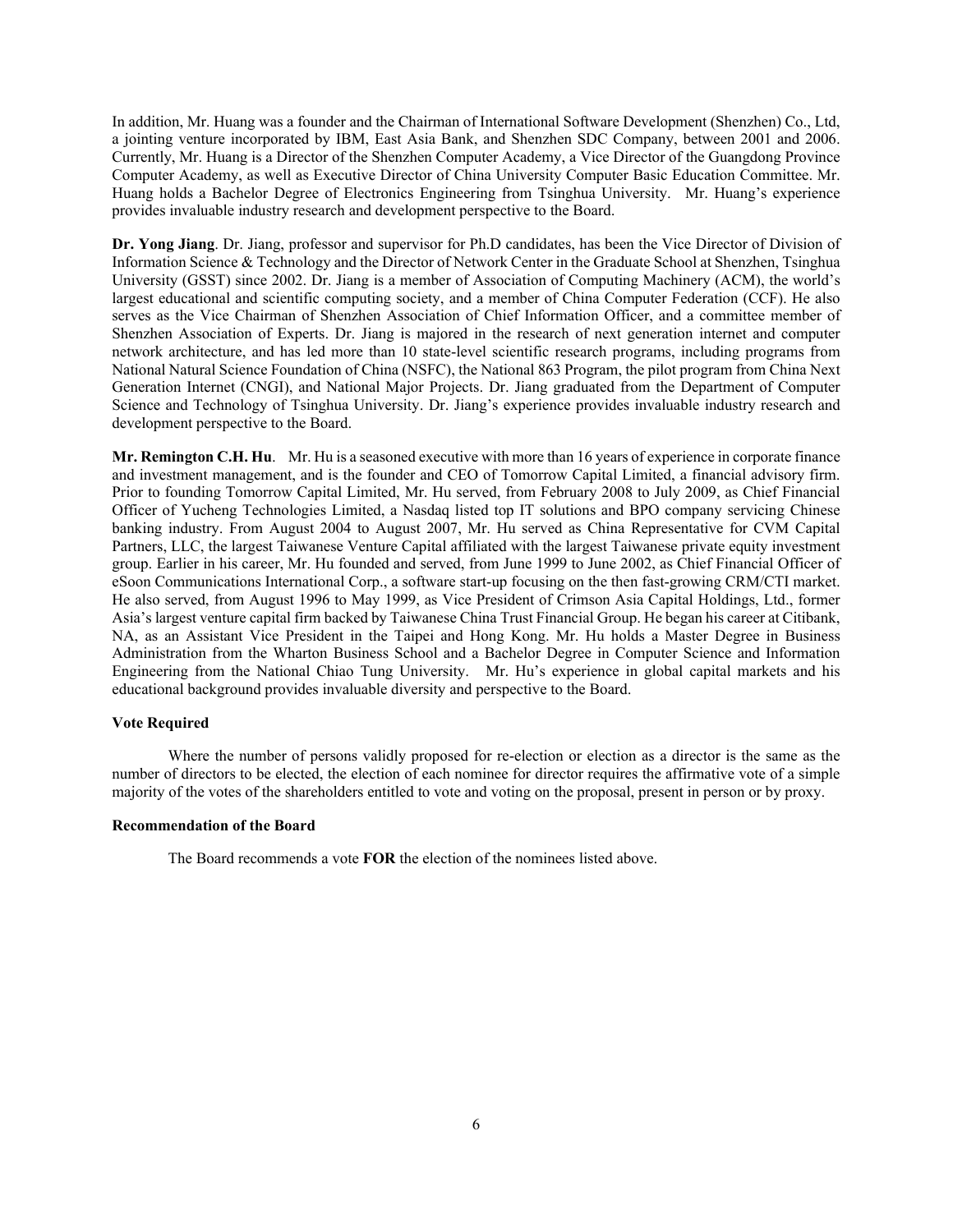In addition, Mr. Huang was a founder and the Chairman of International Software Development (Shenzhen) Co., Ltd, a jointing venture incorporated by IBM, East Asia Bank, and Shenzhen SDC Company, between 2001 and 2006. Currently, Mr. Huang is a Director of the Shenzhen Computer Academy, a Vice Director of the Guangdong Province Computer Academy, as well as Executive Director of China University Computer Basic Education Committee. Mr. Huang holds a Bachelor Degree of Electronics Engineering from Tsinghua University. Mr. Huang's experience provides invaluable industry research and development perspective to the Board.

**Dr. Yong Jiang**. Dr. Jiang, professor and supervisor for Ph.D candidates, has been the Vice Director of Division of Information Science & Technology and the Director of Network Center in the Graduate School at Shenzhen, Tsinghua University (GSST) since 2002. Dr. Jiang is a member of Association of Computing Machinery (ACM), the world's largest educational and scientific computing society, and a member of China Computer Federation (CCF). He also serves as the Vice Chairman of Shenzhen Association of Chief Information Officer, and a committee member of Shenzhen Association of Experts. Dr. Jiang is majored in the research of next generation internet and computer network architecture, and has led more than 10 state-level scientific research programs, including programs from National Natural Science Foundation of China (NSFC), the National 863 Program, the pilot program from China Next Generation Internet (CNGI), and National Major Projects. Dr. Jiang graduated from the Department of Computer Science and Technology of Tsinghua University. Dr. Jiang's experience provides invaluable industry research and development perspective to the Board.

**Mr. Remington C.H. Hu**. Mr. Hu is a seasoned executive with more than 16 years of experience in corporate finance and investment management, and is the founder and CEO of Tomorrow Capital Limited, a financial advisory firm. Prior to founding Tomorrow Capital Limited, Mr. Hu served, from February 2008 to July 2009, as Chief Financial Officer of Yucheng Technologies Limited, a Nasdaq listed top IT solutions and BPO company servicing Chinese banking industry. From August 2004 to August 2007, Mr. Hu served as China Representative for CVM Capital Partners, LLC, the largest Taiwanese Venture Capital affiliated with the largest Taiwanese private equity investment group. Earlier in his career, Mr. Hu founded and served, from June 1999 to June 2002, as Chief Financial Officer of eSoon Communications International Corp., a software start-up focusing on the then fast-growing CRM/CTI market. He also served, from August 1996 to May 1999, as Vice President of Crimson Asia Capital Holdings, Ltd., former Asia's largest venture capital firm backed by Taiwanese China Trust Financial Group. He began his career at Citibank, NA, as an Assistant Vice President in the Taipei and Hong Kong. Mr. Hu holds a Master Degree in Business Administration from the Wharton Business School and a Bachelor Degree in Computer Science and Information Engineering from the National Chiao Tung University. Mr. Hu's experience in global capital markets and his educational background provides invaluable diversity and perspective to the Board.

**Vote Required**

Where the number of persons validly proposed for re-election or election as a director is the same as the number of directors to be elected, the election of each nominee for director requires the affirmative vote of a simple majority of the votes of the shareholders entitled to vote and voting on the proposal, present in person or by proxy.

**Recommendation of the Board**

The Board recommends a vote **FOR** the election of the nominees listed above.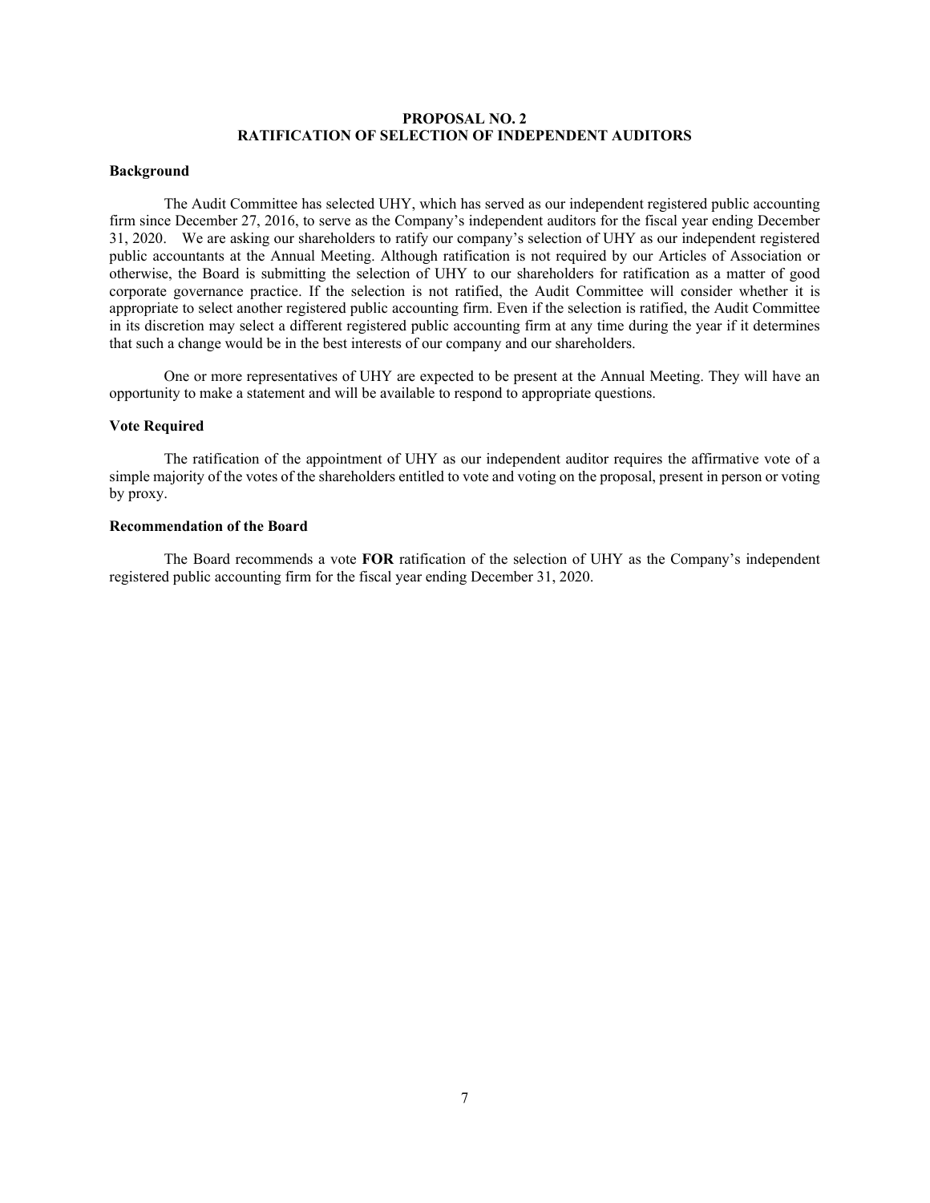## PROPOSAL NO. 2
## RATIFICATION OF SELECTION OF INDEPENDENT AUDITORS

### Background

The Audit Committee has selected UHY, which has served as our independent registered public accounting firm since December 27, 2016, to serve as the Company's independent auditors for the fiscal year ending December 31, 2020. We are asking our shareholders to ratify our company's selection of UHY as our independent registered public accountants at the Annual Meeting. Although ratification is not required by our Articles of Association or otherwise, the Board is submitting the selection of UHY to our shareholders for ratification as a matter of good corporate governance practice. If the selection is not ratified, the Audit Committee will consider whether it is appropriate to select another registered public accounting firm. Even if the selection is ratified, the Audit Committee in its discretion may select a different registered public accounting firm at any time during the year if it determines that such a change would be in the best interests of our company and our shareholders.

One or more representatives of UHY are expected to be present at the Annual Meeting. They will have an opportunity to make a statement and will be available to respond to appropriate questions.

### Vote Required

The ratification of the appointment of UHY as our independent auditor requires the affirmative vote of a simple majority of the votes of the shareholders entitled to vote and voting on the proposal, present in person or voting by proxy.

### Recommendation of the Board

The Board recommends a vote **FOR** ratification of the selection of UHY as the Company's independent registered public accounting firm for the fiscal year ending December 31, 2020.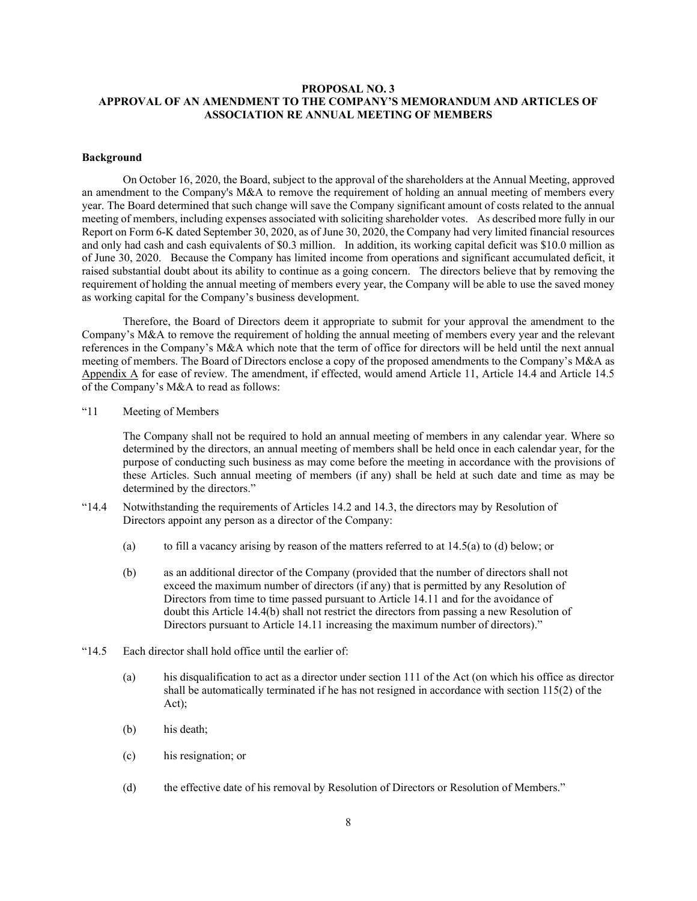## PROPOSAL NO. 3
## APPROVAL OF AN AMENDMENT TO THE COMPANY'S MEMORANDUM AND ARTICLES OF ASSOCIATION RE ANNUAL MEETING OF MEMBERS

**Background**

On October 16, 2020, the Board, subject to the approval of the shareholders at the Annual Meeting, approved an amendment to the Company's M&A to remove the requirement of holding an annual meeting of members every year. The Board determined that such change will save the Company significant amount of costs related to the annual meeting of members, including expenses associated with soliciting shareholder votes. As described more fully in our Report on Form 6-K dated September 30, 2020, as of June 30, 2020, the Company had very limited financial resources and only had cash and cash equivalents of \$0.3 million. In addition, its working capital deficit was \$10.0 million as of June 30, 2020. Because the Company has limited income from operations and significant accumulated deficit, it raised substantial doubt about its ability to continue as a going concern. The directors believe that by removing the requirement of holding the annual meeting of members every year, the Company will be able to use the saved money as working capital for the Company's business development.

Therefore, the Board of Directors deem it appropriate to submit for your approval the amendment to the Company's M&A to remove the requirement of holding the annual meeting of members every year and the relevant references in the Company's M&A which note that the term of office for directors will be held until the next annual meeting of members. The Board of Directors enclose a copy of the proposed amendments to the Company's M&A as Appendix A for ease of review. The amendment, if effected, would amend Article 11, Article 14.4 and Article 14.5 of the Company's M&A to read as follows:

"11 Meeting of Members

> The Company shall not be required to hold an annual meeting of members in any calendar year. Where so determined by the directors, an annual meeting of members shall be held once in each calendar year, for the purpose of conducting such business as may come before the meeting in accordance with the provisions of these Articles. Such annual meeting of members (if any) shall be held at such date and time as may be determined by the directors."

"14.4 Notwithstanding the requirements of Articles 14.2 and 14.3, the directors may by Resolution of Directors appoint any person as a director of the Company:

> (a) to fill a vacancy arising by reason of the matters referred to at 14.5(a) to (d) below; or
>
> (b) as an additional director of the Company (provided that the number of directors shall not exceed the maximum number of directors (if any) that is permitted by any Resolution of Directors from time to time passed pursuant to Article 14.11 and for the avoidance of doubt this Article 14.4(b) shall not restrict the directors from passing a new Resolution of Directors pursuant to Article 14.11 increasing the maximum number of directors)."

"14.5 Each director shall hold office until the earlier of:

> (a) his disqualification to act as a director under section 111 of the Act (on which his office as director shall be automatically terminated if he has not resigned in accordance with section 115(2) of the Act);
>
> (b) his death;
>
> (c) his resignation; or
>
> (d) the effective date of his removal by Resolution of Directors or Resolution of Members."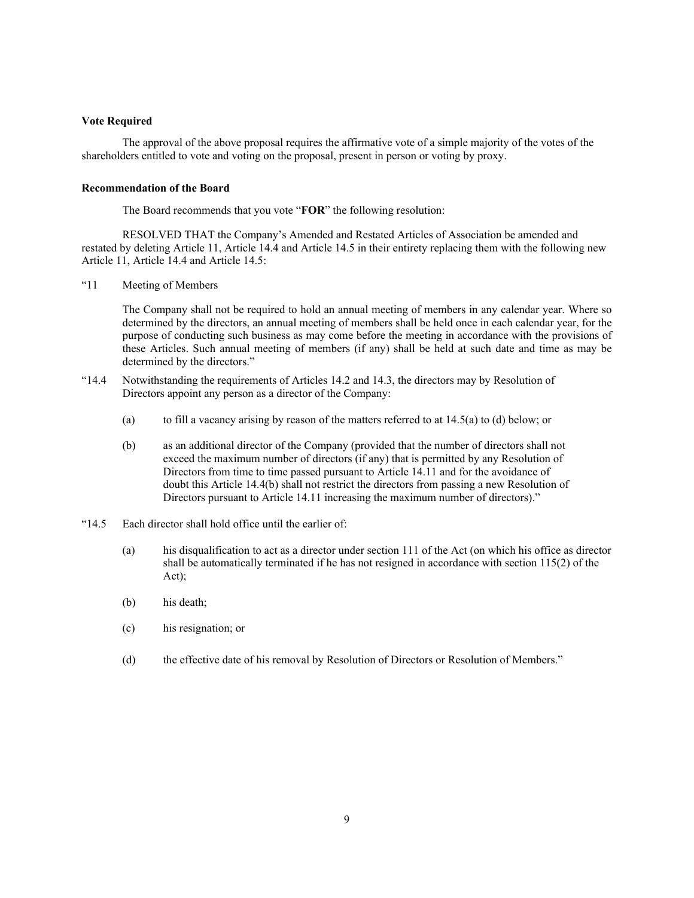**Vote Required**

The approval of the above proposal requires the affirmative vote of a simple majority of the votes of the shareholders entitled to vote and voting on the proposal, present in person or voting by proxy.

**Recommendation of the Board**

The Board recommends that you vote "**FOR**" the following resolution:

RESOLVED THAT the Company's Amended and Restated Articles of Association be amended and restated by deleting Article 11, Article 14.4 and Article 14.5 in their entirety replacing them with the following new Article 11, Article 14.4 and Article 14.5:

"11 Meeting of Members

The Company shall not be required to hold an annual meeting of members in any calendar year. Where so determined by the directors, an annual meeting of members shall be held once in each calendar year, for the purpose of conducting such business as may come before the meeting in accordance with the provisions of these Articles. Such annual meeting of members (if any) shall be held at such date and time as may be determined by the directors."

"14.4 Notwithstanding the requirements of Articles 14.2 and 14.3, the directors may by Resolution of Directors appoint any person as a director of the Company:

(a) to fill a vacancy arising by reason of the matters referred to at 14.5(a) to (d) below; or

(b) as an additional director of the Company (provided that the number of directors shall not exceed the maximum number of directors (if any) that is permitted by any Resolution of Directors from time to time passed pursuant to Article 14.11 and for the avoidance of doubt this Article 14.4(b) shall not restrict the directors from passing a new Resolution of Directors pursuant to Article 14.11 increasing the maximum number of directors)."

"14.5 Each director shall hold office until the earlier of:

(a) his disqualification to act as a director under section 111 of the Act (on which his office as director shall be automatically terminated if he has not resigned in accordance with section 115(2) of the Act);

(b) his death;

(c) his resignation; or

(d) the effective date of his removal by Resolution of Directors or Resolution of Members."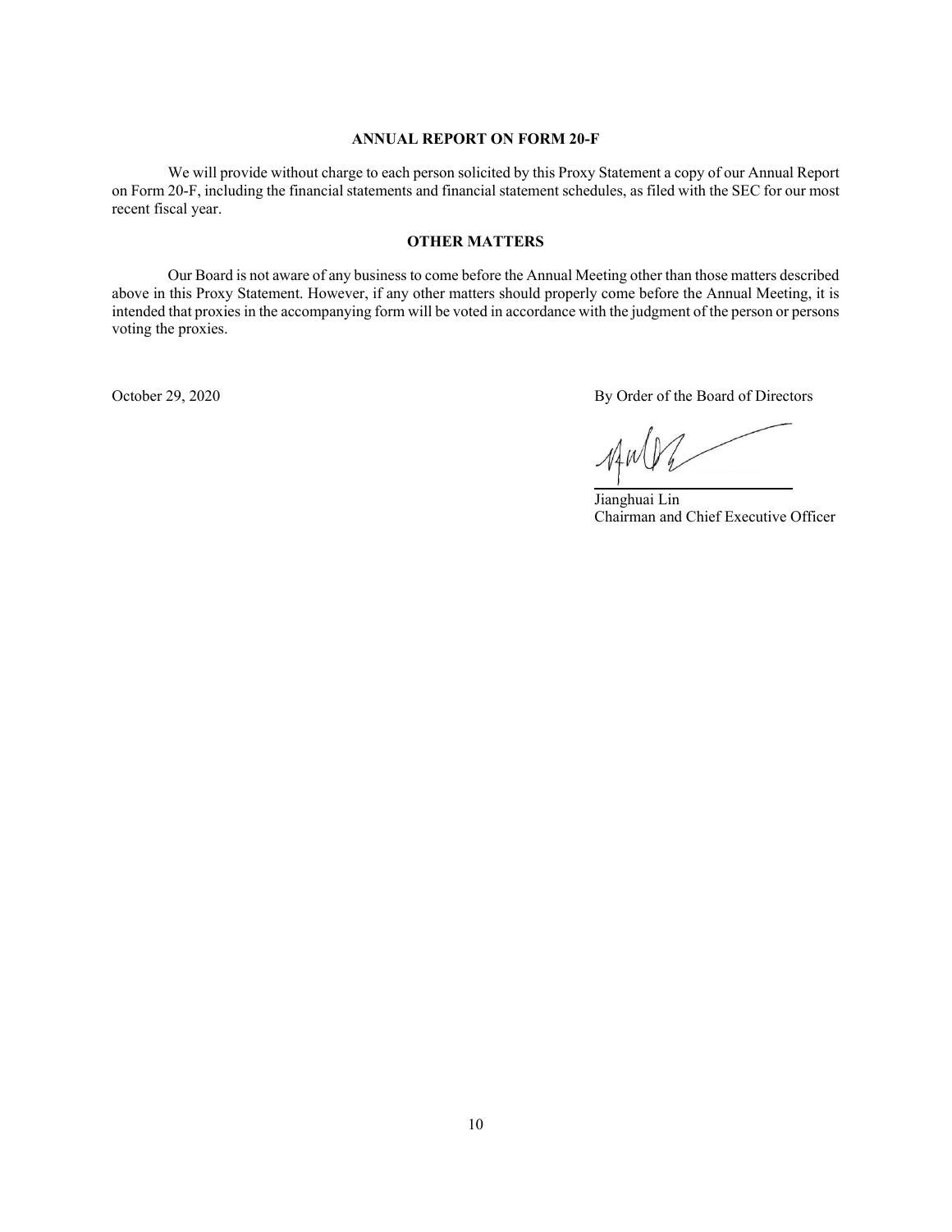## ANNUAL REPORT ON FORM 20-F

We will provide without charge to each person solicited by this Proxy Statement a copy of our Annual Report on Form 20-F, including the financial statements and financial statement schedules, as filed with the SEC for our most recent fiscal year.

## OTHER MATTERS

Our Board is not aware of any business to come before the Annual Meeting other than those matters described above in this Proxy Statement. However, if any other matters should properly come before the Annual Meeting, it is intended that proxies in the accompanying form will be voted in accordance with the judgment of the person or persons voting the proxies.

October 29, 2020

By Order of the Board of Directors

Jianghuai Lin
Chairman and Chief Executive Officer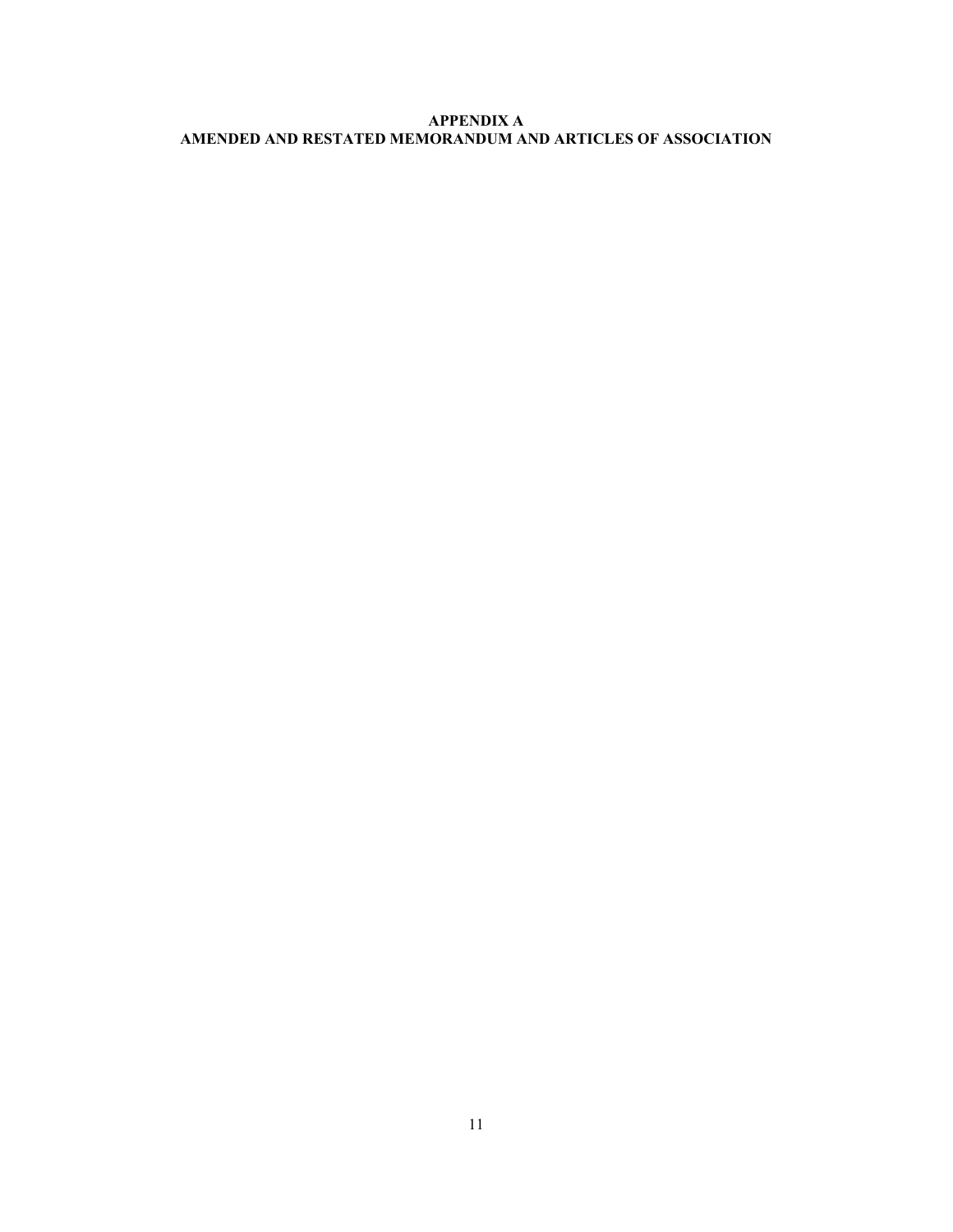**APPENDIX A**
**AMENDED AND RESTATED MEMORANDUM AND ARTICLES OF ASSOCIATION**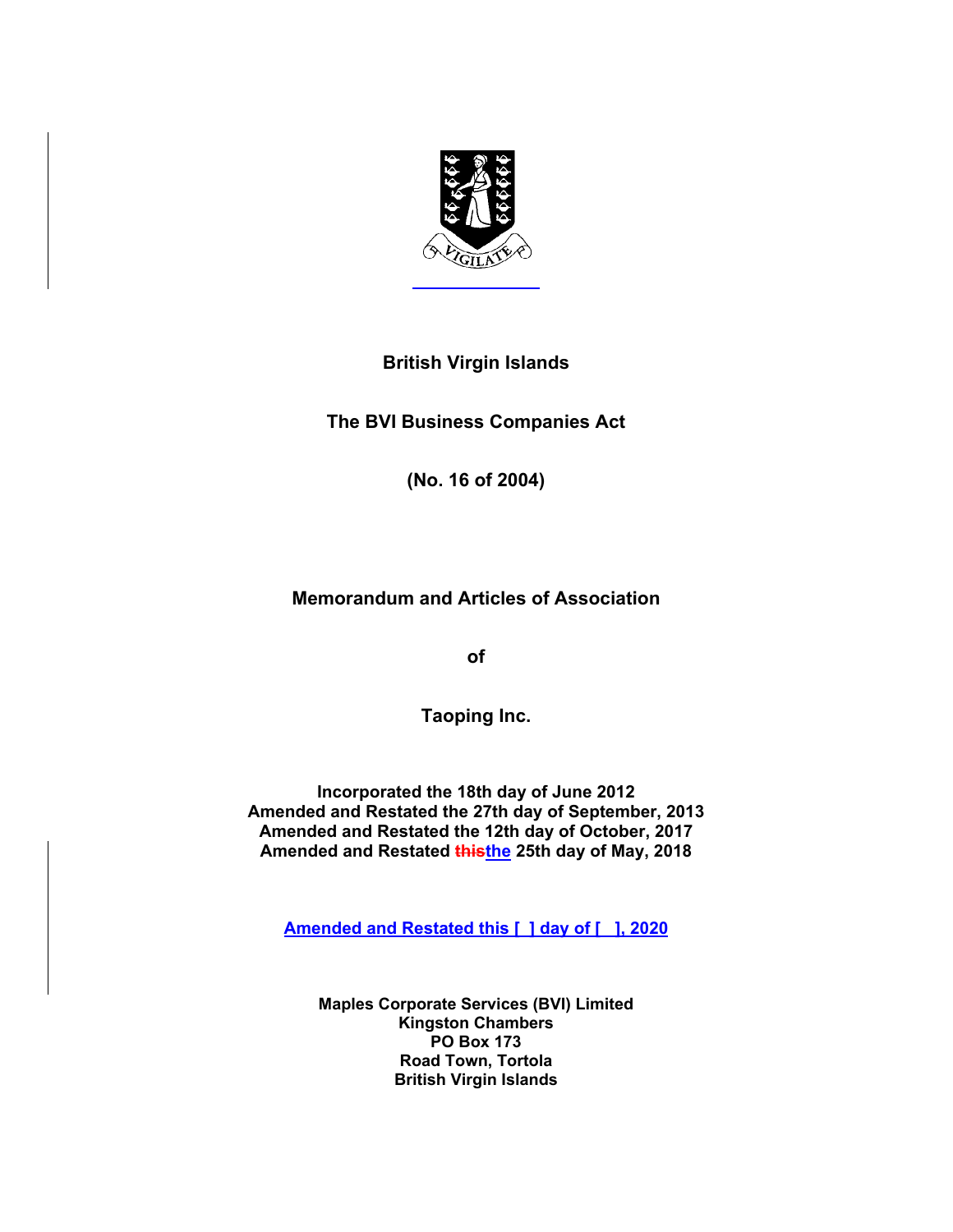**British Virgin Islands**

**The BVI Business Companies Act**

**(No. 16 of 2004)**

**Memorandum and Articles of Association**

**of**

**Taoping Inc.**

**Incorporated the 18th day of June 2012**
**Amended and Restated the 27th day of September, 2013**
**Amended and Restated the 12th day of October, 2017**
**Amended and Restated ~~this~~the 25th day of May, 2018**

**Amended and Restated this [ ] day of [ ], 2020**

**Maples Corporate Services (BVI) Limited**
**Kingston Chambers**
**PO Box 173**
**Road Town, Tortola**
**British Virgin Islands**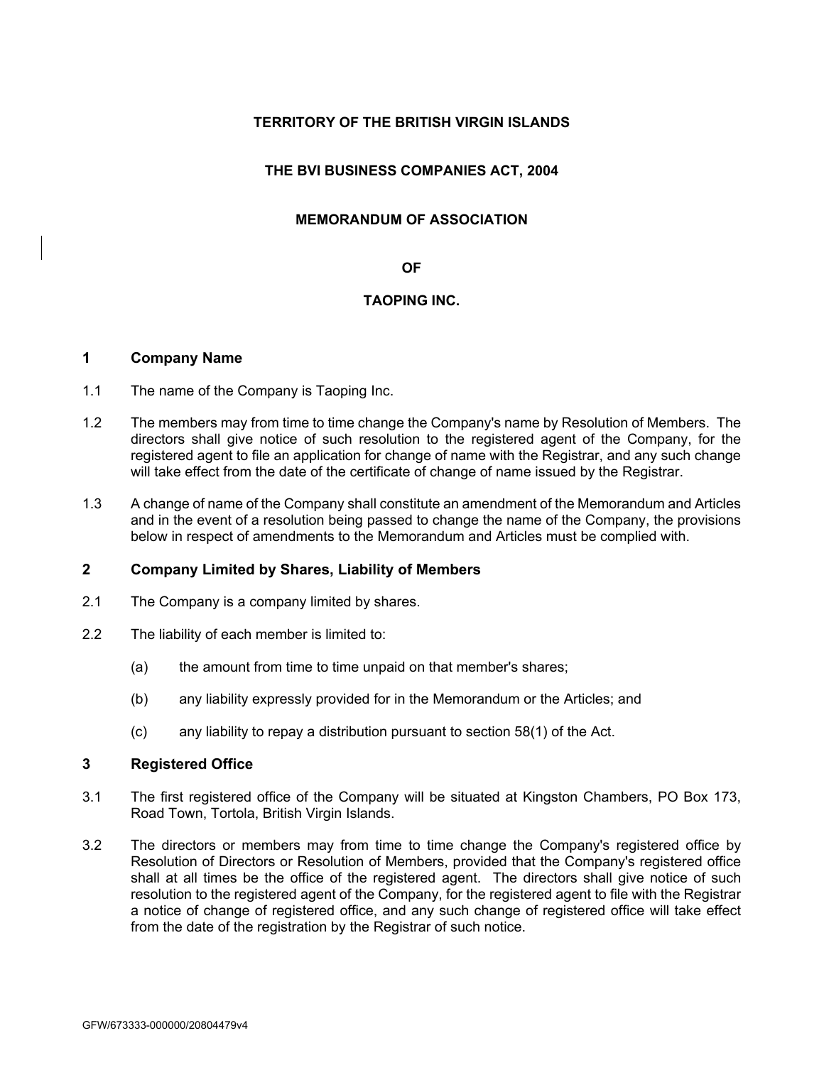**TERRITORY OF THE BRITISH VIRGIN ISLANDS**

**THE BVI BUSINESS COMPANIES ACT, 2004**

**MEMORANDUM OF ASSOCIATION**

**OF**

**TAOPING INC.**

## 1 Company Name

1.1 The name of the Company is Taoping Inc.

1.2 The members may from time to time change the Company's name by Resolution of Members. The directors shall give notice of such resolution to the registered agent of the Company, for the registered agent to file an application for change of name with the Registrar, and any such change will take effect from the date of the certificate of change of name issued by the Registrar.

1.3 A change of name of the Company shall constitute an amendment of the Memorandum and Articles and in the event of a resolution being passed to change the name of the Company, the provisions below in respect of amendments to the Memorandum and Articles must be complied with.

## 2 Company Limited by Shares, Liability of Members

2.1 The Company is a company limited by shares.

2.2 The liability of each member is limited to:

(a) the amount from time to time unpaid on that member's shares;

(b) any liability expressly provided for in the Memorandum or the Articles; and

(c) any liability to repay a distribution pursuant to section 58(1) of the Act.

## 3 Registered Office

3.1 The first registered office of the Company will be situated at Kingston Chambers, PO Box 173, Road Town, Tortola, British Virgin Islands.

3.2 The directors or members may from time to time change the Company's registered office by Resolution of Directors or Resolution of Members, provided that the Company's registered office shall at all times be the office of the registered agent. The directors shall give notice of such resolution to the registered agent of the Company, for the registered agent to file with the Registrar a notice of change of registered office, and any such change of registered office will take effect from the date of the registration by the Registrar of such notice.

GFW/673333-000000/20804479v4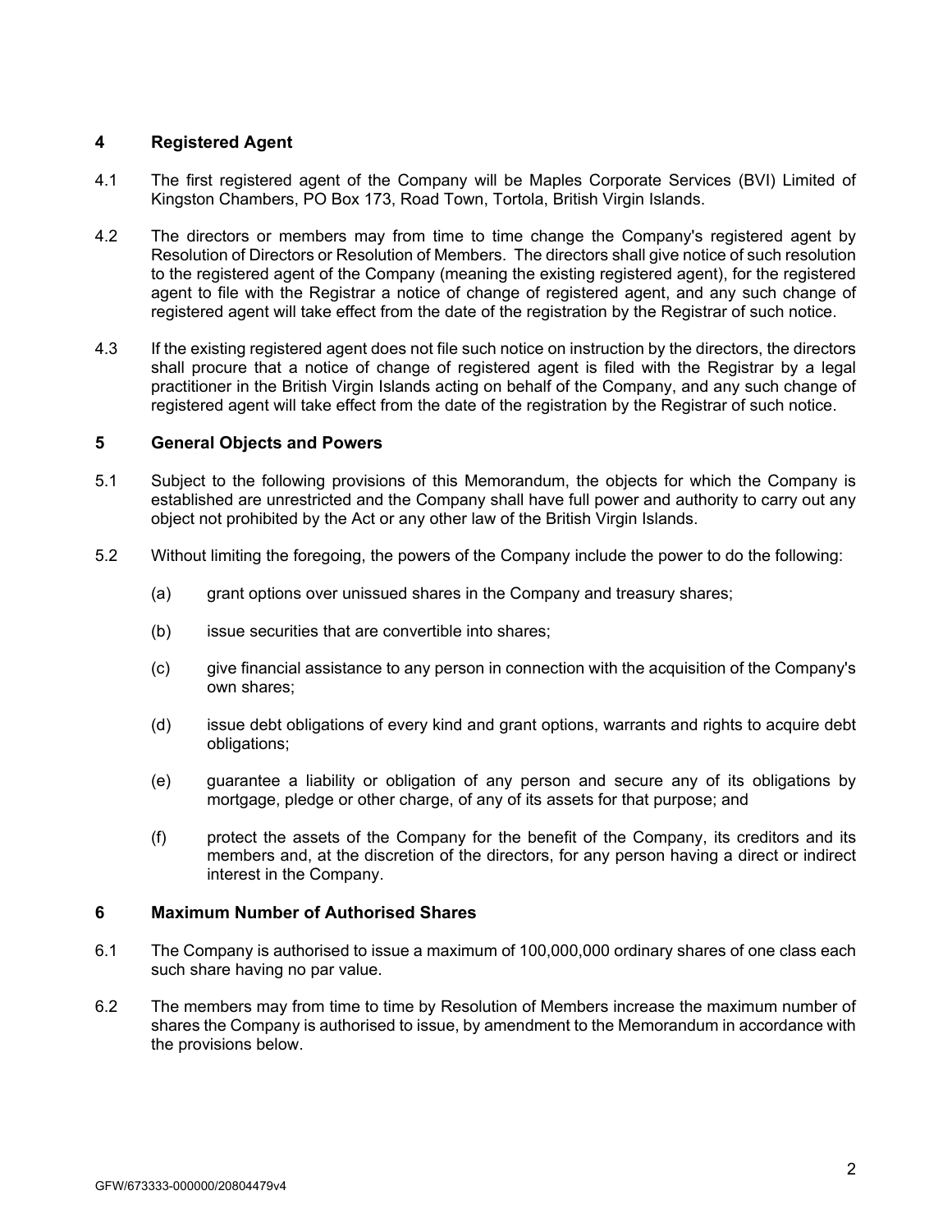## 4 Registered Agent

4.1 The first registered agent of the Company will be Maples Corporate Services (BVI) Limited of Kingston Chambers, PO Box 173, Road Town, Tortola, British Virgin Islands.

4.2 The directors or members may from time to time change the Company's registered agent by Resolution of Directors or Resolution of Members. The directors shall give notice of such resolution to the registered agent of the Company (meaning the existing registered agent), for the registered agent to file with the Registrar a notice of change of registered agent, and any such change of registered agent will take effect from the date of the registration by the Registrar of such notice.

4.3 If the existing registered agent does not file such notice on instruction by the directors, the directors shall procure that a notice of change of registered agent is filed with the Registrar by a legal practitioner in the British Virgin Islands acting on behalf of the Company, and any such change of registered agent will take effect from the date of the registration by the Registrar of such notice.

## 5 General Objects and Powers

5.1 Subject to the following provisions of this Memorandum, the objects for which the Company is established are unrestricted and the Company shall have full power and authority to carry out any object not prohibited by the Act or any other law of the British Virgin Islands.

5.2 Without limiting the foregoing, the powers of the Company include the power to do the following:

(a) grant options over unissued shares in the Company and treasury shares;

(b) issue securities that are convertible into shares;

(c) give financial assistance to any person in connection with the acquisition of the Company's own shares;

(d) issue debt obligations of every kind and grant options, warrants and rights to acquire debt obligations;

(e) guarantee a liability or obligation of any person and secure any of its obligations by mortgage, pledge or other charge, of any of its assets for that purpose; and

(f) protect the assets of the Company for the benefit of the Company, its creditors and its members and, at the discretion of the directors, for any person having a direct or indirect interest in the Company.

## 6 Maximum Number of Authorised Shares

6.1 The Company is authorised to issue a maximum of 100,000,000 ordinary shares of one class each such share having no par value.

6.2 The members may from time to time by Resolution of Members increase the maximum number of shares the Company is authorised to issue, by amendment to the Memorandum in accordance with the provisions below.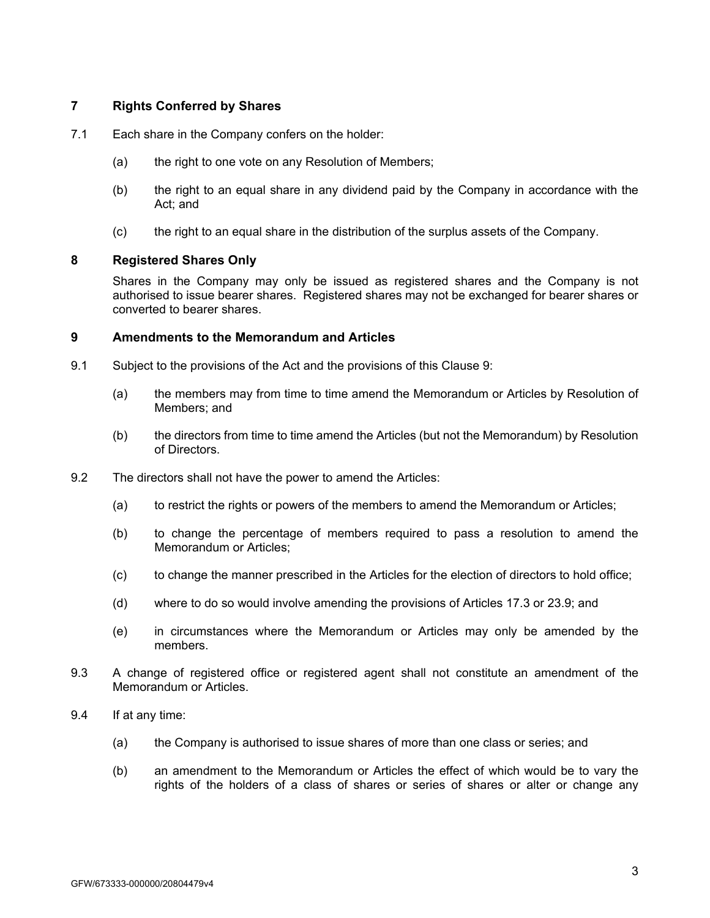## 7 Rights Conferred by Shares

7.1 Each share in the Company confers on the holder:

(a) the right to one vote on any Resolution of Members;

(b) the right to an equal share in any dividend paid by the Company in accordance with the Act; and

(c) the right to an equal share in the distribution of the surplus assets of the Company.

## 8 Registered Shares Only

Shares in the Company may only be issued as registered shares and the Company is not authorised to issue bearer shares. Registered shares may not be exchanged for bearer shares or converted to bearer shares.

## 9 Amendments to the Memorandum and Articles

9.1 Subject to the provisions of the Act and the provisions of this Clause 9:

(a) the members may from time to time amend the Memorandum or Articles by Resolution of Members; and

(b) the directors from time to time amend the Articles (but not the Memorandum) by Resolution of Directors.

9.2 The directors shall not have the power to amend the Articles:

(a) to restrict the rights or powers of the members to amend the Memorandum or Articles;

(b) to change the percentage of members required to pass a resolution to amend the Memorandum or Articles;

(c) to change the manner prescribed in the Articles for the election of directors to hold office;

(d) where to do so would involve amending the provisions of Articles 17.3 or 23.9; and

(e) in circumstances where the Memorandum or Articles may only be amended by the members.

9.3 A change of registered office or registered agent shall not constitute an amendment of the Memorandum or Articles.

9.4 If at any time:

(a) the Company is authorised to issue shares of more than one class or series; and

(b) an amendment to the Memorandum or Articles the effect of which would be to vary the rights of the holders of a class of shares or series of shares or alter or change any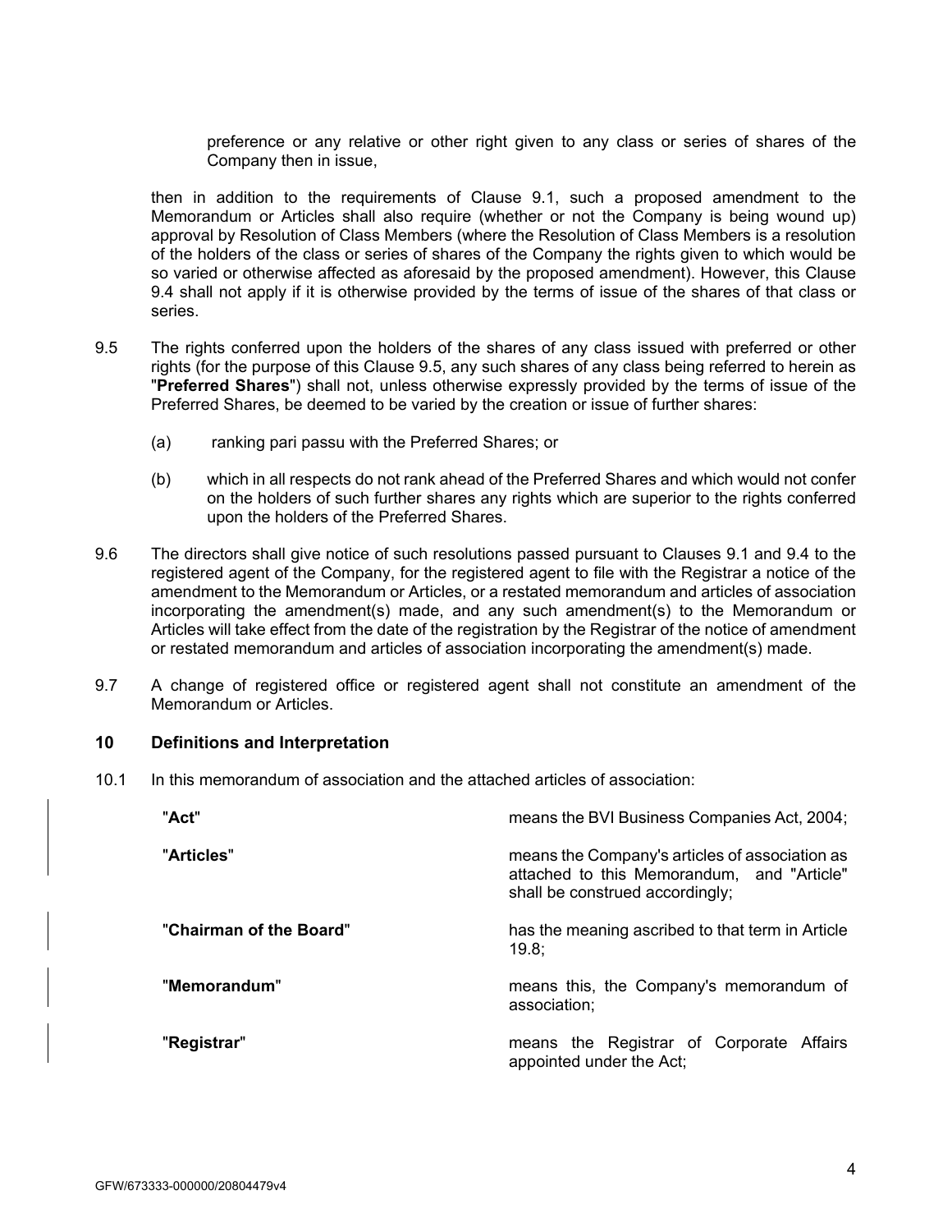preference or any relative or other right given to any class or series of shares of the Company then in issue,

then in addition to the requirements of Clause 9.1, such a proposed amendment to the Memorandum or Articles shall also require (whether or not the Company is being wound up) approval by Resolution of Class Members (where the Resolution of Class Members is a resolution of the holders of the class or series of shares of the Company the rights given to which would be so varied or otherwise affected as aforesaid by the proposed amendment). However, this Clause 9.4 shall not apply if it is otherwise provided by the terms of issue of the shares of that class or series.

9.5 The rights conferred upon the holders of the shares of any class issued with preferred or other rights (for the purpose of this Clause 9.5, any such shares of any class being referred to herein as "**Preferred Shares**") shall not, unless otherwise expressly provided by the terms of issue of the Preferred Shares, be deemed to be varied by the creation or issue of further shares:

(a) ranking pari passu with the Preferred Shares; or

(b) which in all respects do not rank ahead of the Preferred Shares and which would not confer on the holders of such further shares any rights which are superior to the rights conferred upon the holders of the Preferred Shares.

9.6 The directors shall give notice of such resolutions passed pursuant to Clauses 9.1 and 9.4 to the registered agent of the Company, for the registered agent to file with the Registrar a notice of the amendment to the Memorandum or Articles, or a restated memorandum and articles of association incorporating the amendment(s) made, and any such amendment(s) to the Memorandum or Articles will take effect from the date of the registration by the Registrar of the notice of amendment or restated memorandum and articles of association incorporating the amendment(s) made.

9.7 A change of registered office or registered agent shall not constitute an amendment of the Memorandum or Articles.

## 10 Definitions and Interpretation

10.1 In this memorandum of association and the attached articles of association:

| | |
|---|---|
| "**Act**" | means the BVI Business Companies Act, 2004; |
| "**Articles**" | means the Company's articles of association as attached to this Memorandum, and "Article" shall be construed accordingly; |
| "**Chairman of the Board**" | has the meaning ascribed to that term in Article 19.8; |
| "**Memorandum**" | means this, the Company's memorandum of association; |
| "**Registrar**" | means the Registrar of Corporate Affairs appointed under the Act; |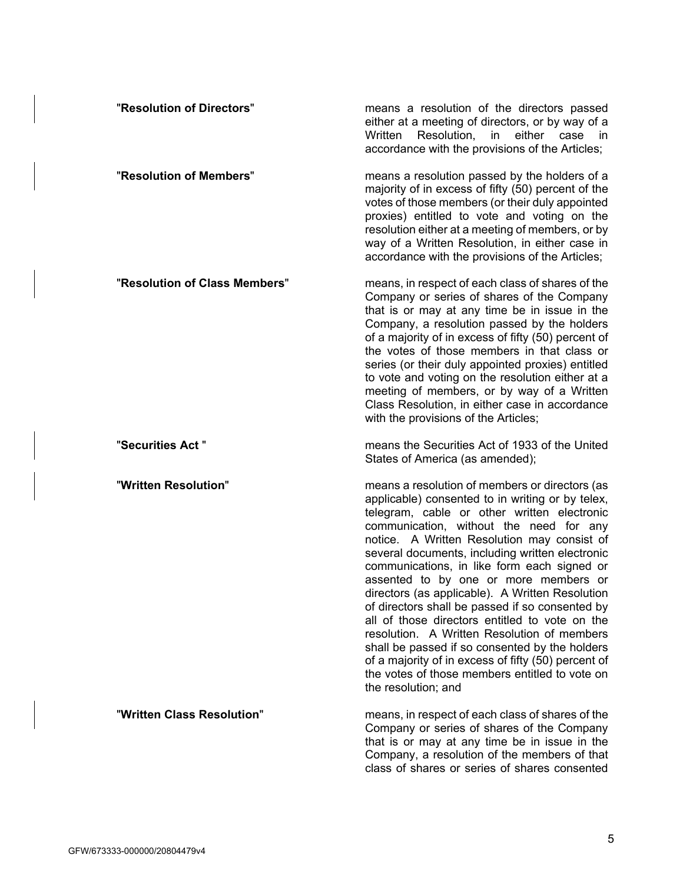**"Resolution of Directors"** means a resolution of the directors passed either at a meeting of directors, or by way of a Written Resolution, in either case in accordance with the provisions of the Articles;

**"Resolution of Members"** means a resolution passed by the holders of a majority of in excess of fifty (50) percent of the votes of those members (or their duly appointed proxies) entitled to vote and voting on the resolution either at a meeting of members, or by way of a Written Resolution, in either case in accordance with the provisions of the Articles;

**"Resolution of Class Members"** means, in respect of each class of shares of the Company or series of shares of the Company that is or may at any time be in issue in the Company, a resolution passed by the holders of a majority of in excess of fifty (50) percent of the votes of those members in that class or series (or their duly appointed proxies) entitled to vote and voting on the resolution either at a meeting of members, or by way of a Written Class Resolution, in either case in accordance with the provisions of the Articles;

**"Securities Act "** means the Securities Act of 1933 of the United States of America (as amended);

**"Written Resolution"** means a resolution of members or directors (as applicable) consented to in writing or by telex, telegram, cable or other written electronic communication, without the need for any notice. A Written Resolution may consist of several documents, including written electronic communications, in like form each signed or assented to by one or more members or directors (as applicable). A Written Resolution of directors shall be passed if so consented by all of those directors entitled to vote on the resolution. A Written Resolution of members shall be passed if so consented by the holders of a majority of in excess of fifty (50) percent of the votes of those members entitled to vote on the resolution; and

**"Written Class Resolution"** means, in respect of each class of shares of the Company or series of shares of the Company that is or may at any time be in issue in the Company, a resolution of the members of that class of shares or series of shares consented

GFW/673333-000000/20804479v4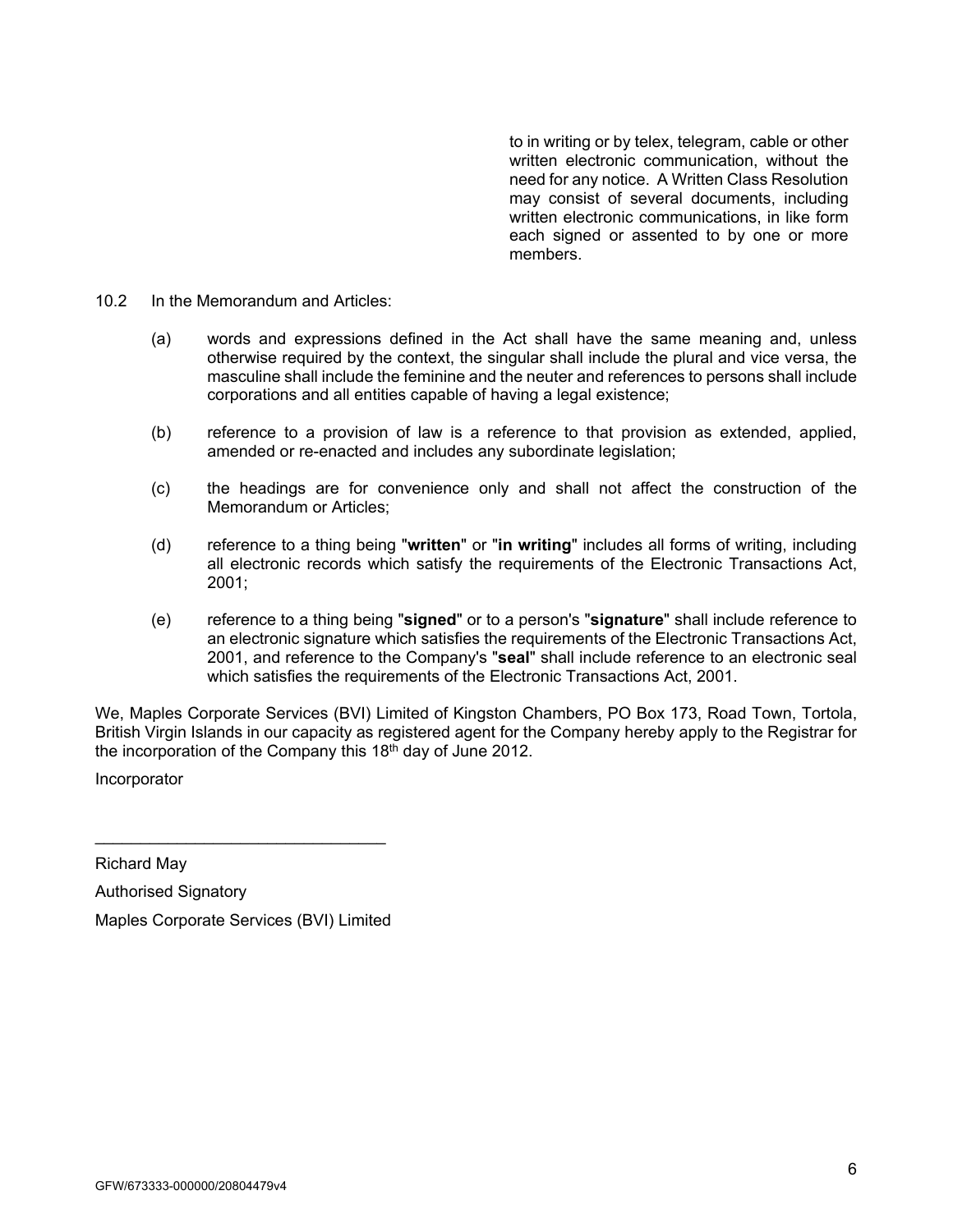to in writing or by telex, telegram, cable or other written electronic communication, without the need for any notice. A Written Class Resolution may consist of several documents, including written electronic communications, in like form each signed or assented to by one or more members.

10.2 In the Memorandum and Articles:

(a) words and expressions defined in the Act shall have the same meaning and, unless otherwise required by the context, the singular shall include the plural and vice versa, the masculine shall include the feminine and the neuter and references to persons shall include corporations and all entities capable of having a legal existence;

(b) reference to a provision of law is a reference to that provision as extended, applied, amended or re-enacted and includes any subordinate legislation;

(c) the headings are for convenience only and shall not affect the construction of the Memorandum or Articles;

(d) reference to a thing being "**written**" or "**in writing**" includes all forms of writing, including all electronic records which satisfy the requirements of the Electronic Transactions Act, 2001;

(e) reference to a thing being "**signed**" or to a person's "**signature**" shall include reference to an electronic signature which satisfies the requirements of the Electronic Transactions Act, 2001, and reference to the Company's "**seal**" shall include reference to an electronic seal which satisfies the requirements of the Electronic Transactions Act, 2001.

We, Maples Corporate Services (BVI) Limited of Kingston Chambers, PO Box 173, Road Town, Tortola, British Virgin Islands in our capacity as registered agent for the Company hereby apply to the Registrar for the incorporation of the Company this 18th day of June 2012.

Incorporator

________________________________

Richard May

Authorised Signatory

Maples Corporate Services (BVI) Limited

GFW/673333-000000/20804479v4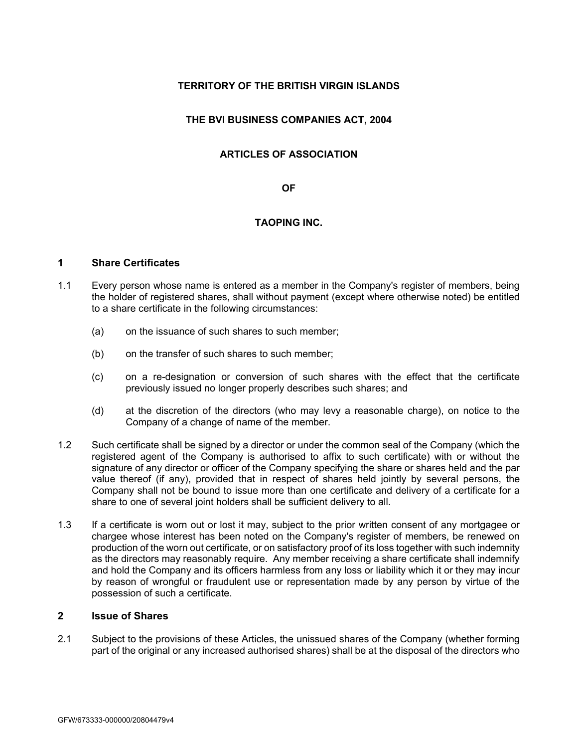**TERRITORY OF THE BRITISH VIRGIN ISLANDS**

**THE BVI BUSINESS COMPANIES ACT, 2004**

**ARTICLES OF ASSOCIATION**

**OF**

**TAOPING INC.**

## 1 Share Certificates

1.1 Every person whose name is entered as a member in the Company's register of members, being the holder of registered shares, shall without payment (except where otherwise noted) be entitled to a share certificate in the following circumstances:

(a) on the issuance of such shares to such member;

(b) on the transfer of such shares to such member;

(c) on a re-designation or conversion of such shares with the effect that the certificate previously issued no longer properly describes such shares; and

(d) at the discretion of the directors (who may levy a reasonable charge), on notice to the Company of a change of name of the member.

1.2 Such certificate shall be signed by a director or under the common seal of the Company (which the registered agent of the Company is authorised to affix to such certificate) with or without the signature of any director or officer of the Company specifying the share or shares held and the par value thereof (if any), provided that in respect of shares held jointly by several persons, the Company shall not be bound to issue more than one certificate and delivery of a certificate for a share to one of several joint holders shall be sufficient delivery to all.

1.3 If a certificate is worn out or lost it may, subject to the prior written consent of any mortgagee or chargee whose interest has been noted on the Company's register of members, be renewed on production of the worn out certificate, or on satisfactory proof of its loss together with such indemnity as the directors may reasonably require. Any member receiving a share certificate shall indemnify and hold the Company and its officers harmless from any loss or liability which it or they may incur by reason of wrongful or fraudulent use or representation made by any person by virtue of the possession of such a certificate.

## 2 Issue of Shares

2.1 Subject to the provisions of these Articles, the unissued shares of the Company (whether forming part of the original or any increased authorised shares) shall be at the disposal of the directors who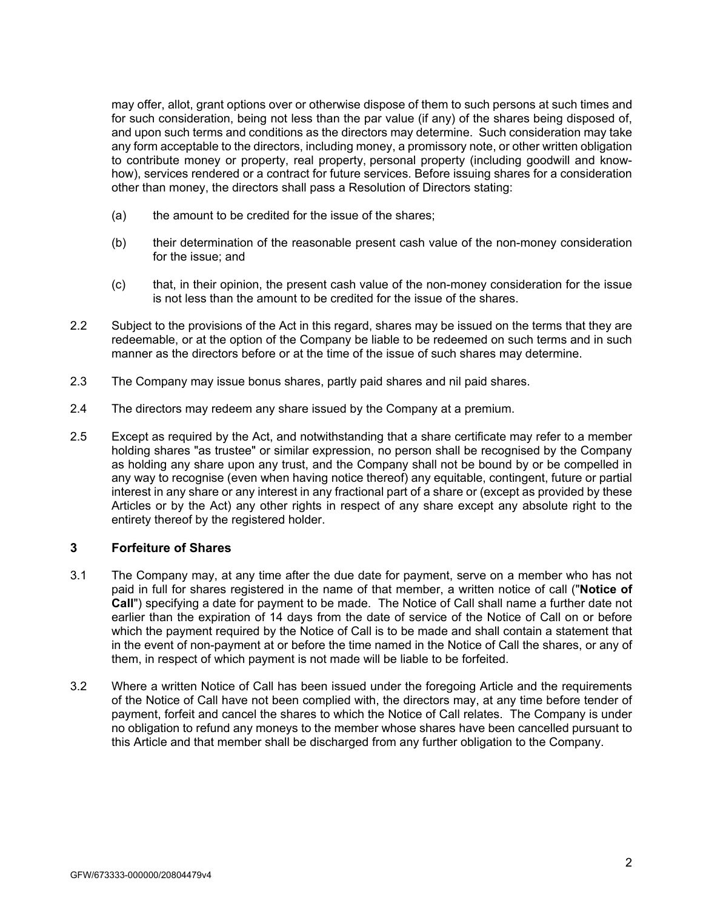may offer, allot, grant options over or otherwise dispose of them to such persons at such times and for such consideration, being not less than the par value (if any) of the shares being disposed of, and upon such terms and conditions as the directors may determine. Such consideration may take any form acceptable to the directors, including money, a promissory note, or other written obligation to contribute money or property, real property, personal property (including goodwill and know-how), services rendered or a contract for future services. Before issuing shares for a consideration other than money, the directors shall pass a Resolution of Directors stating:

(a) the amount to be credited for the issue of the shares;

(b) their determination of the reasonable present cash value of the non-money consideration for the issue; and

(c) that, in their opinion, the present cash value of the non-money consideration for the issue is not less than the amount to be credited for the issue of the shares.

2.2 Subject to the provisions of the Act in this regard, shares may be issued on the terms that they are redeemable, or at the option of the Company be liable to be redeemed on such terms and in such manner as the directors before or at the time of the issue of such shares may determine.

2.3 The Company may issue bonus shares, partly paid shares and nil paid shares.

2.4 The directors may redeem any share issued by the Company at a premium.

2.5 Except as required by the Act, and notwithstanding that a share certificate may refer to a member holding shares "as trustee" or similar expression, no person shall be recognised by the Company as holding any share upon any trust, and the Company shall not be bound by or be compelled in any way to recognise (even when having notice thereof) any equitable, contingent, future or partial interest in any share or any interest in any fractional part of a share or (except as provided by these Articles or by the Act) any other rights in respect of any share except any absolute right to the entirety thereof by the registered holder.

## 3 Forfeiture of Shares

3.1 The Company may, at any time after the due date for payment, serve on a member who has not paid in full for shares registered in the name of that member, a written notice of call ("**Notice of Call**") specifying a date for payment to be made. The Notice of Call shall name a further date not earlier than the expiration of 14 days from the date of service of the Notice of Call on or before which the payment required by the Notice of Call is to be made and shall contain a statement that in the event of non-payment at or before the time named in the Notice of Call the shares, or any of them, in respect of which payment is not made will be liable to be forfeited.

3.2 Where a written Notice of Call has been issued under the foregoing Article and the requirements of the Notice of Call have not been complied with, the directors may, at any time before tender of payment, forfeit and cancel the shares to which the Notice of Call relates. The Company is under no obligation to refund any moneys to the member whose shares have been cancelled pursuant to this Article and that member shall be discharged from any further obligation to the Company.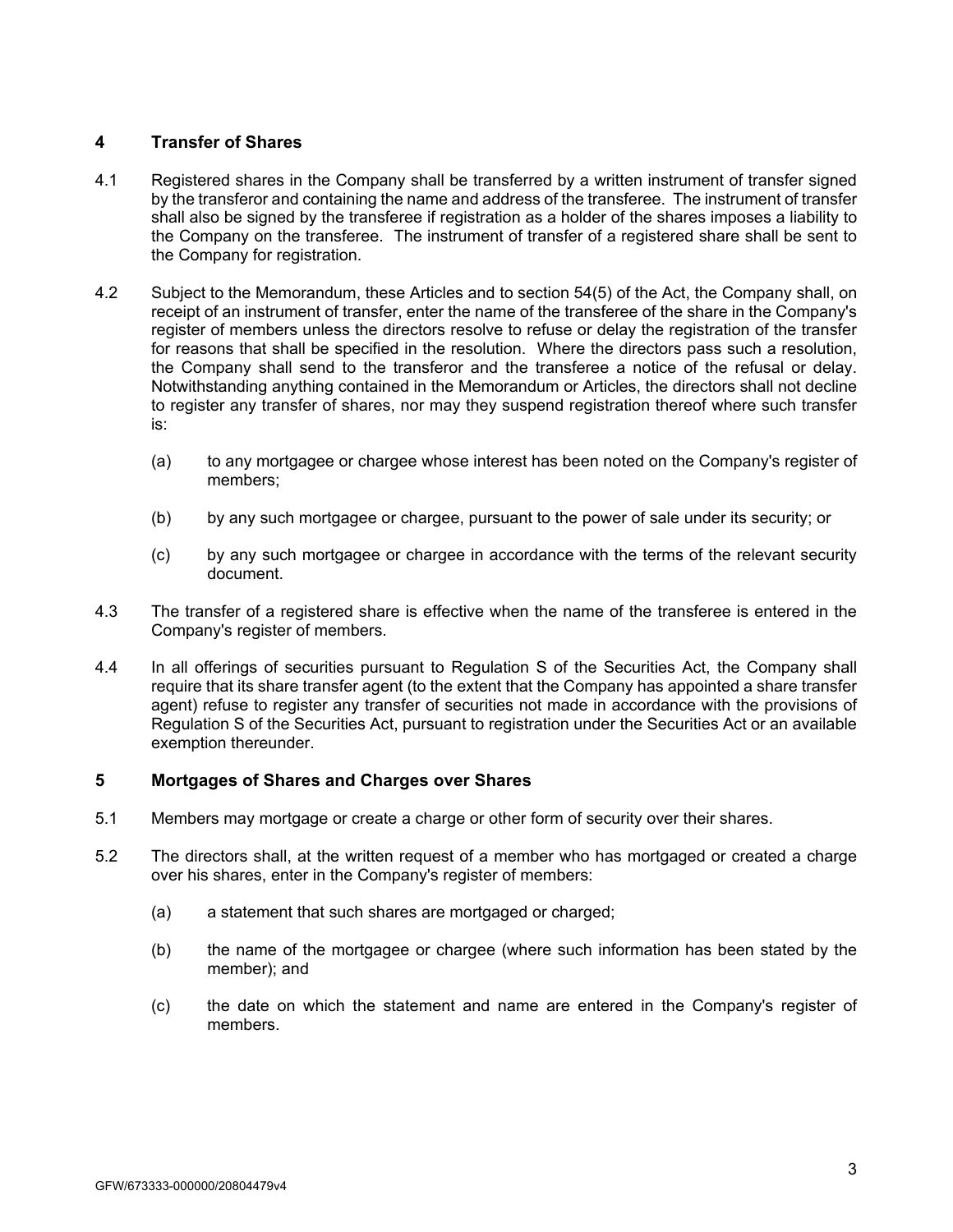## 4 Transfer of Shares

4.1 Registered shares in the Company shall be transferred by a written instrument of transfer signed by the transferor and containing the name and address of the transferee. The instrument of transfer shall also be signed by the transferee if registration as a holder of the shares imposes a liability to the Company on the transferee. The instrument of transfer of a registered share shall be sent to the Company for registration.

4.2 Subject to the Memorandum, these Articles and to section 54(5) of the Act, the Company shall, on receipt of an instrument of transfer, enter the name of the transferee of the share in the Company's register of members unless the directors resolve to refuse or delay the registration of the transfer for reasons that shall be specified in the resolution. Where the directors pass such a resolution, the Company shall send to the transferor and the transferee a notice of the refusal or delay. Notwithstanding anything contained in the Memorandum or Articles, the directors shall not decline to register any transfer of shares, nor may they suspend registration thereof where such transfer is:

  (a) to any mortgagee or chargee whose interest has been noted on the Company's register of members;

  (b) by any such mortgagee or chargee, pursuant to the power of sale under its security; or

  (c) by any such mortgagee or chargee in accordance with the terms of the relevant security document.

4.3 The transfer of a registered share is effective when the name of the transferee is entered in the Company's register of members.

4.4 In all offerings of securities pursuant to Regulation S of the Securities Act, the Company shall require that its share transfer agent (to the extent that the Company has appointed a share transfer agent) refuse to register any transfer of securities not made in accordance with the provisions of Regulation S of the Securities Act, pursuant to registration under the Securities Act or an available exemption thereunder.

## 5 Mortgages of Shares and Charges over Shares

5.1 Members may mortgage or create a charge or other form of security over their shares.

5.2 The directors shall, at the written request of a member who has mortgaged or created a charge over his shares, enter in the Company's register of members:

  (a) a statement that such shares are mortgaged or charged;

  (b) the name of the mortgagee or chargee (where such information has been stated by the member); and

  (c) the date on which the statement and name are entered in the Company's register of members.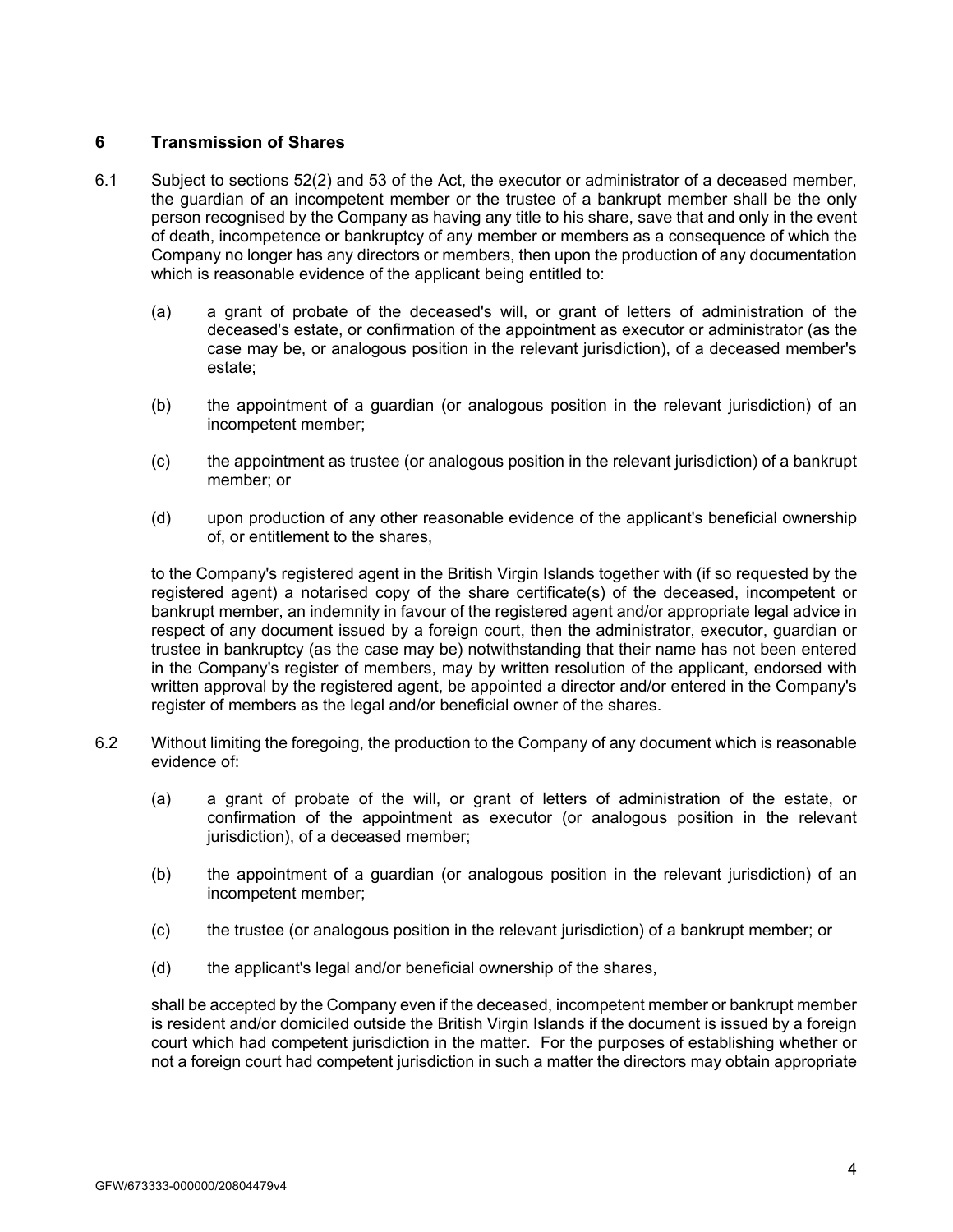## 6 Transmission of Shares

6.1 Subject to sections 52(2) and 53 of the Act, the executor or administrator of a deceased member, the guardian of an incompetent member or the trustee of a bankrupt member shall be the only person recognised by the Company as having any title to his share, save that and only in the event of death, incompetence or bankruptcy of any member or members as a consequence of which the Company no longer has any directors or members, then upon the production of any documentation which is reasonable evidence of the applicant being entitled to:

(a) a grant of probate of the deceased's will, or grant of letters of administration of the deceased's estate, or confirmation of the appointment as executor or administrator (as the case may be, or analogous position in the relevant jurisdiction), of a deceased member's estate;

(b) the appointment of a guardian (or analogous position in the relevant jurisdiction) of an incompetent member;

(c) the appointment as trustee (or analogous position in the relevant jurisdiction) of a bankrupt member; or

(d) upon production of any other reasonable evidence of the applicant's beneficial ownership of, or entitlement to the shares,

to the Company's registered agent in the British Virgin Islands together with (if so requested by the registered agent) a notarised copy of the share certificate(s) of the deceased, incompetent or bankrupt member, an indemnity in favour of the registered agent and/or appropriate legal advice in respect of any document issued by a foreign court, then the administrator, executor, guardian or trustee in bankruptcy (as the case may be) notwithstanding that their name has not been entered in the Company's register of members, may by written resolution of the applicant, endorsed with written approval by the registered agent, be appointed a director and/or entered in the Company's register of members as the legal and/or beneficial owner of the shares.

6.2 Without limiting the foregoing, the production to the Company of any document which is reasonable evidence of:

(a) a grant of probate of the will, or grant of letters of administration of the estate, or confirmation of the appointment as executor (or analogous position in the relevant jurisdiction), of a deceased member;

(b) the appointment of a guardian (or analogous position in the relevant jurisdiction) of an incompetent member;

(c) the trustee (or analogous position in the relevant jurisdiction) of a bankrupt member; or

(d) the applicant's legal and/or beneficial ownership of the shares,

shall be accepted by the Company even if the deceased, incompetent member or bankrupt member is resident and/or domiciled outside the British Virgin Islands if the document is issued by a foreign court which had competent jurisdiction in the matter. For the purposes of establishing whether or not a foreign court had competent jurisdiction in such a matter the directors may obtain appropriate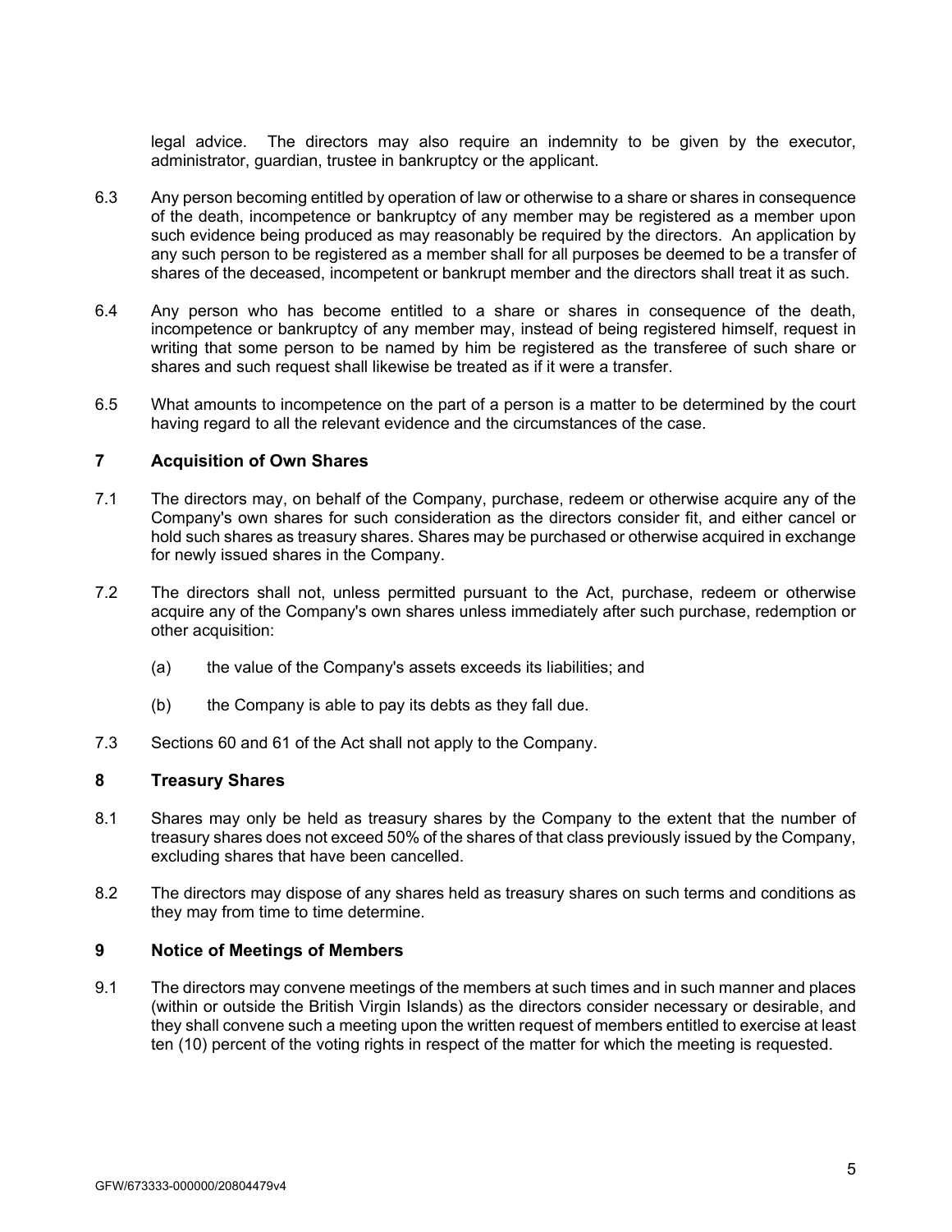legal advice. The directors may also require an indemnity to be given by the executor, administrator, guardian, trustee in bankruptcy or the applicant.

6.3 Any person becoming entitled by operation of law or otherwise to a share or shares in consequence of the death, incompetence or bankruptcy of any member may be registered as a member upon such evidence being produced as may reasonably be required by the directors. An application by any such person to be registered as a member shall for all purposes be deemed to be a transfer of shares of the deceased, incompetent or bankrupt member and the directors shall treat it as such.

6.4 Any person who has become entitled to a share or shares in consequence of the death, incompetence or bankruptcy of any member may, instead of being registered himself, request in writing that some person to be named by him be registered as the transferee of such share or shares and such request shall likewise be treated as if it were a transfer.

6.5 What amounts to incompetence on the part of a person is a matter to be determined by the court having regard to all the relevant evidence and the circumstances of the case.

## 7 Acquisition of Own Shares

7.1 The directors may, on behalf of the Company, purchase, redeem or otherwise acquire any of the Company's own shares for such consideration as the directors consider fit, and either cancel or hold such shares as treasury shares. Shares may be purchased or otherwise acquired in exchange for newly issued shares in the Company.

7.2 The directors shall not, unless permitted pursuant to the Act, purchase, redeem or otherwise acquire any of the Company's own shares unless immediately after such purchase, redemption or other acquisition:

(a) the value of the Company's assets exceeds its liabilities; and

(b) the Company is able to pay its debts as they fall due.

7.3 Sections 60 and 61 of the Act shall not apply to the Company.

## 8 Treasury Shares

8.1 Shares may only be held as treasury shares by the Company to the extent that the number of treasury shares does not exceed 50% of the shares of that class previously issued by the Company, excluding shares that have been cancelled.

8.2 The directors may dispose of any shares held as treasury shares on such terms and conditions as they may from time to time determine.

## 9 Notice of Meetings of Members

9.1 The directors may convene meetings of the members at such times and in such manner and places (within or outside the British Virgin Islands) as the directors consider necessary or desirable, and they shall convene such a meeting upon the written request of members entitled to exercise at least ten (10) percent of the voting rights in respect of the matter for which the meeting is requested.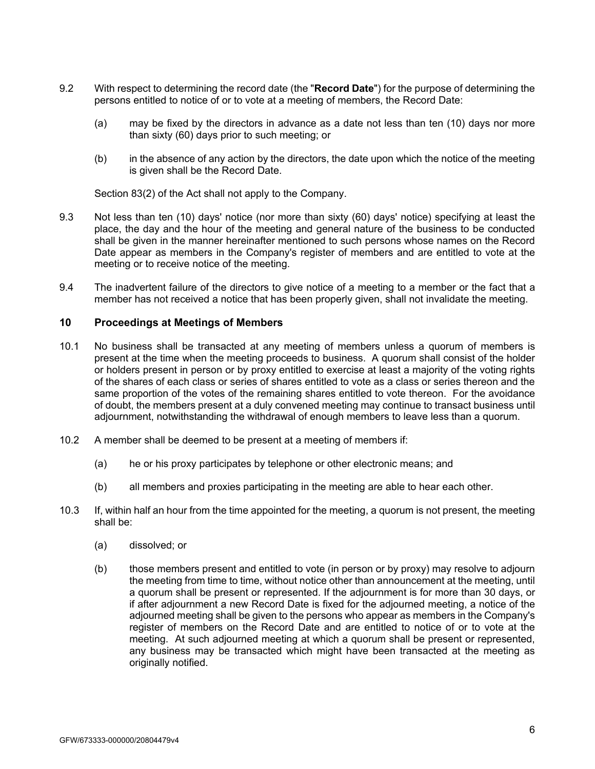9.2 With respect to determining the record date (the "**Record Date**") for the purpose of determining the persons entitled to notice of or to vote at a meeting of members, the Record Date:

(a) may be fixed by the directors in advance as a date not less than ten (10) days nor more than sixty (60) days prior to such meeting; or

(b) in the absence of any action by the directors, the date upon which the notice of the meeting is given shall be the Record Date.

Section 83(2) of the Act shall not apply to the Company.

9.3 Not less than ten (10) days' notice (nor more than sixty (60) days' notice) specifying at least the place, the day and the hour of the meeting and general nature of the business to be conducted shall be given in the manner hereinafter mentioned to such persons whose names on the Record Date appear as members in the Company's register of members and are entitled to vote at the meeting or to receive notice of the meeting.

9.4 The inadvertent failure of the directors to give notice of a meeting to a member or the fact that a member has not received a notice that has been properly given, shall not invalidate the meeting.

## 10 Proceedings at Meetings of Members

10.1 No business shall be transacted at any meeting of members unless a quorum of members is present at the time when the meeting proceeds to business. A quorum shall consist of the holder or holders present in person or by proxy entitled to exercise at least a majority of the voting rights of the shares of each class or series of shares entitled to vote as a class or series thereon and the same proportion of the votes of the remaining shares entitled to vote thereon. For the avoidance of doubt, the members present at a duly convened meeting may continue to transact business until adjournment, notwithstanding the withdrawal of enough members to leave less than a quorum.

10.2 A member shall be deemed to be present at a meeting of members if:

(a) he or his proxy participates by telephone or other electronic means; and

(b) all members and proxies participating in the meeting are able to hear each other.

10.3 If, within half an hour from the time appointed for the meeting, a quorum is not present, the meeting shall be:

(a) dissolved; or

(b) those members present and entitled to vote (in person or by proxy) may resolve to adjourn the meeting from time to time, without notice other than announcement at the meeting, until a quorum shall be present or represented. If the adjournment is for more than 30 days, or if after adjournment a new Record Date is fixed for the adjourned meeting, a notice of the adjourned meeting shall be given to the persons who appear as members in the Company's register of members on the Record Date and are entitled to notice of or to vote at the meeting. At such adjourned meeting at which a quorum shall be present or represented, any business may be transacted which might have been transacted at the meeting as originally notified.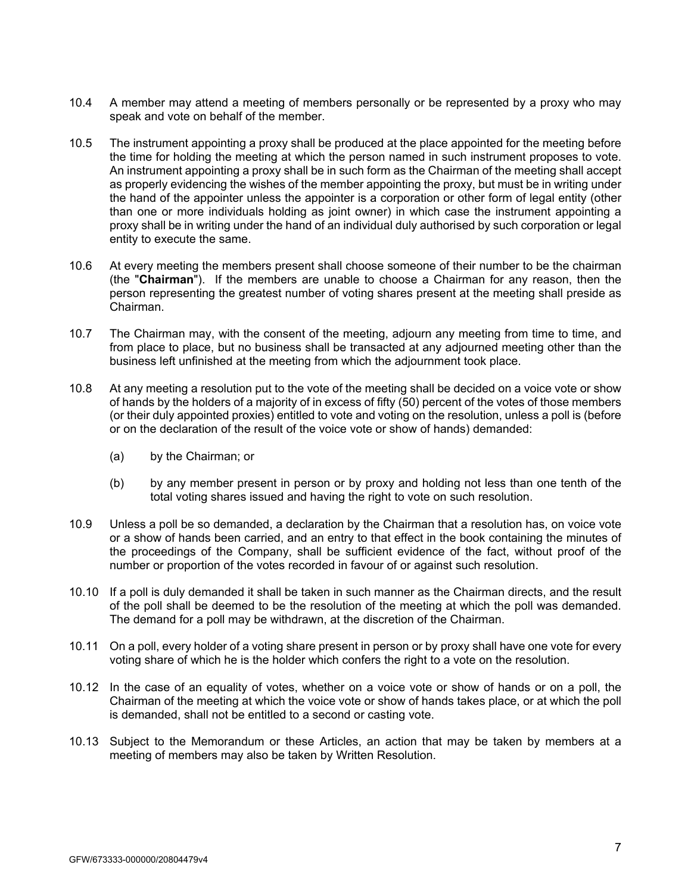10.4 A member may attend a meeting of members personally or be represented by a proxy who may speak and vote on behalf of the member.

10.5 The instrument appointing a proxy shall be produced at the place appointed for the meeting before the time for holding the meeting at which the person named in such instrument proposes to vote. An instrument appointing a proxy shall be in such form as the Chairman of the meeting shall accept as properly evidencing the wishes of the member appointing the proxy, but must be in writing under the hand of the appointer unless the appointer is a corporation or other form of legal entity (other than one or more individuals holding as joint owner) in which case the instrument appointing a proxy shall be in writing under the hand of an individual duly authorised by such corporation or legal entity to execute the same.

10.6 At every meeting the members present shall choose someone of their number to be the chairman (the "**Chairman**"). If the members are unable to choose a Chairman for any reason, then the person representing the greatest number of voting shares present at the meeting shall preside as Chairman.

10.7 The Chairman may, with the consent of the meeting, adjourn any meeting from time to time, and from place to place, but no business shall be transacted at any adjourned meeting other than the business left unfinished at the meeting from which the adjournment took place.

10.8 At any meeting a resolution put to the vote of the meeting shall be decided on a voice vote or show of hands by the holders of a majority of in excess of fifty (50) percent of the votes of those members (or their duly appointed proxies) entitled to vote and voting on the resolution, unless a poll is (before or on the declaration of the result of the voice vote or show of hands) demanded:

   (a) by the Chairman; or

   (b) by any member present in person or by proxy and holding not less than one tenth of the total voting shares issued and having the right to vote on such resolution.

10.9 Unless a poll be so demanded, a declaration by the Chairman that a resolution has, on voice vote or a show of hands been carried, and an entry to that effect in the book containing the minutes of the proceedings of the Company, shall be sufficient evidence of the fact, without proof of the number or proportion of the votes recorded in favour of or against such resolution.

10.10 If a poll is duly demanded it shall be taken in such manner as the Chairman directs, and the result of the poll shall be deemed to be the resolution of the meeting at which the poll was demanded. The demand for a poll may be withdrawn, at the discretion of the Chairman.

10.11 On a poll, every holder of a voting share present in person or by proxy shall have one vote for every voting share of which he is the holder which confers the right to a vote on the resolution.

10.12 In the case of an equality of votes, whether on a voice vote or show of hands or on a poll, the Chairman of the meeting at which the voice vote or show of hands takes place, or at which the poll is demanded, shall not be entitled to a second or casting vote.

10.13 Subject to the Memorandum or these Articles, an action that may be taken by members at a meeting of members may also be taken by Written Resolution.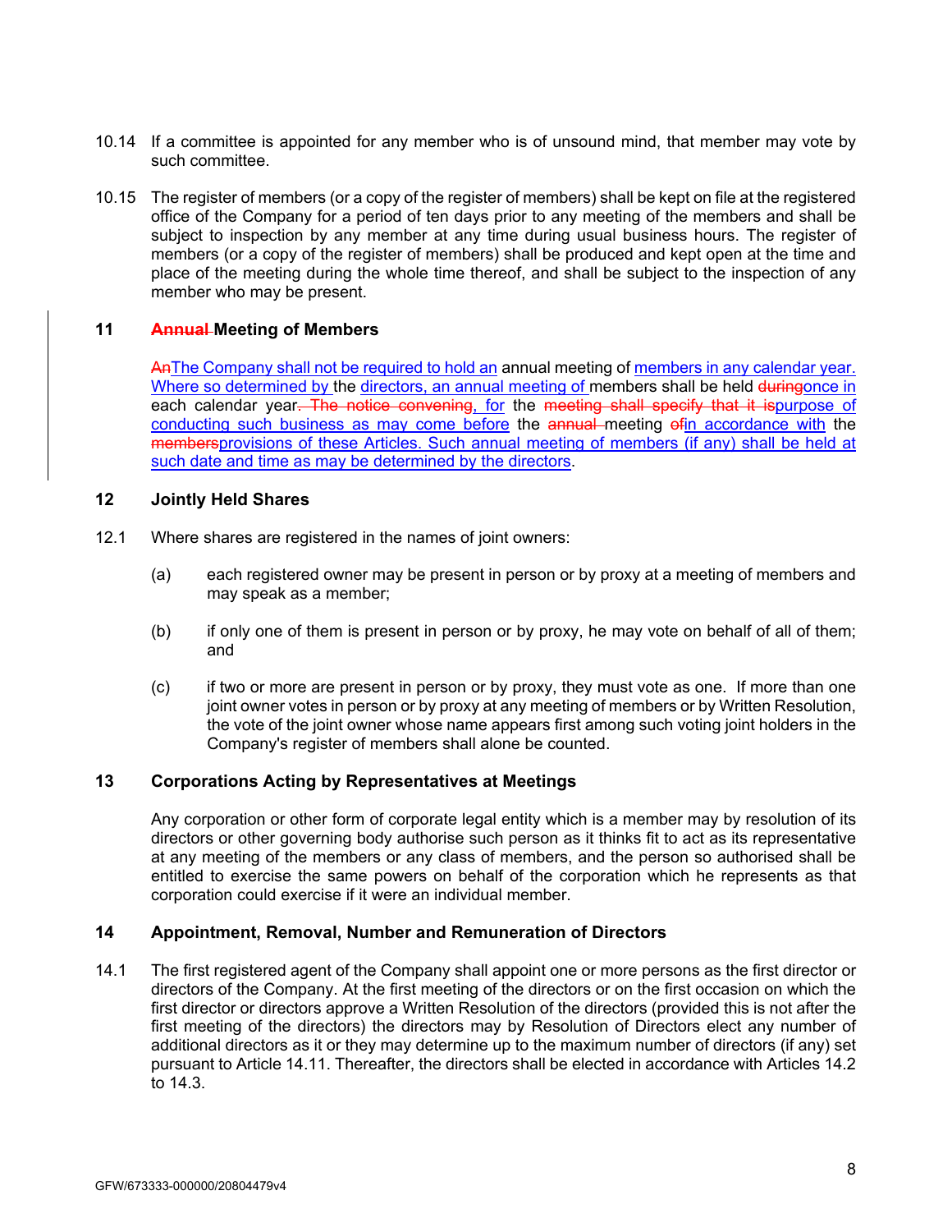10.14 If a committee is appointed for any member who is of unsound mind, that member may vote by such committee.

10.15 The register of members (or a copy of the register of members) shall be kept on file at the registered office of the Company for a period of ten days prior to any meeting of the members and shall be subject to inspection by any member at any time during usual business hours. The register of members (or a copy of the register of members) shall be produced and kept open at the time and place of the meeting during the whole time thereof, and shall be subject to the inspection of any member who may be present.

## 11 ~~Annual~~ Meeting of Members

~~An~~The Company shall not be required to hold an annual meeting of members in any calendar year. Where so determined by the directors, an annual meeting of members shall be held ~~during~~once in each calendar year~~. The notice convening~~, for the ~~meeting shall specify that it is~~purpose of conducting such business as may come before the ~~annual~~ meeting ~~of~~in accordance with the ~~members~~provisions of these Articles. Such annual meeting of members (if any) shall be held at such date and time as may be determined by the directors.

## 12 Jointly Held Shares

12.1 Where shares are registered in the names of joint owners:

(a) each registered owner may be present in person or by proxy at a meeting of members and may speak as a member;

(b) if only one of them is present in person or by proxy, he may vote on behalf of all of them; and

(c) if two or more are present in person or by proxy, they must vote as one. If more than one joint owner votes in person or by proxy at any meeting of members or by Written Resolution, the vote of the joint owner whose name appears first among such voting joint holders in the Company's register of members shall alone be counted.

## 13 Corporations Acting by Representatives at Meetings

Any corporation or other form of corporate legal entity which is a member may by resolution of its directors or other governing body authorise such person as it thinks fit to act as its representative at any meeting of the members or any class of members, and the person so authorised shall be entitled to exercise the same powers on behalf of the corporation which he represents as that corporation could exercise if it were an individual member.

## 14 Appointment, Removal, Number and Remuneration of Directors

14.1 The first registered agent of the Company shall appoint one or more persons as the first director or directors of the Company. At the first meeting of the directors or on the first occasion on which the first director or directors approve a Written Resolution of the directors (provided this is not after the first meeting of the directors) the directors may by Resolution of Directors elect any number of additional directors as it or they may determine up to the maximum number of directors (if any) set pursuant to Article 14.11. Thereafter, the directors shall be elected in accordance with Articles 14.2 to 14.3.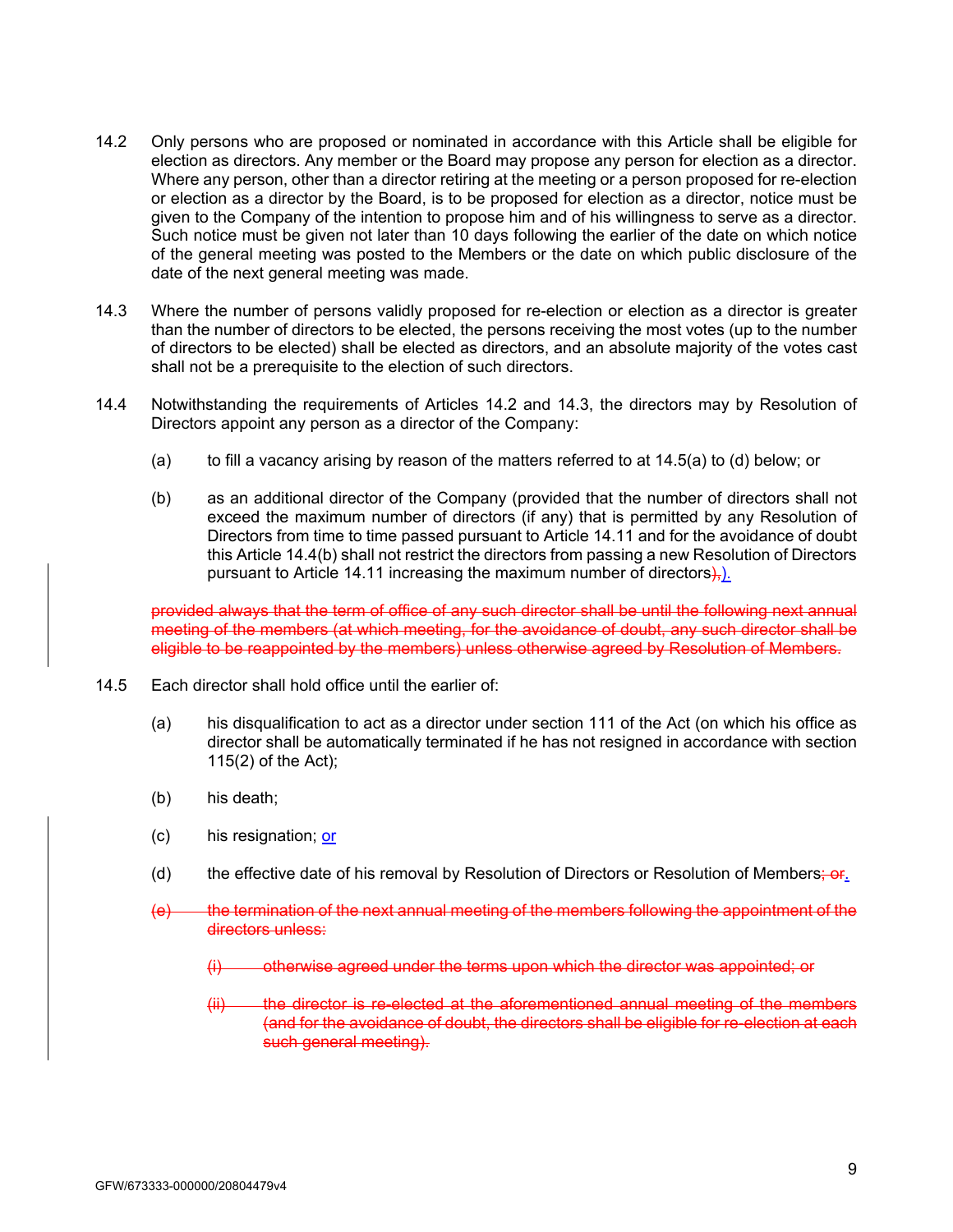14.2 Only persons who are proposed or nominated in accordance with this Article shall be eligible for election as directors. Any member or the Board may propose any person for election as a director. Where any person, other than a director retiring at the meeting or a person proposed for re-election or election as a director by the Board, is to be proposed for election as a director, notice must be given to the Company of the intention to propose him and of his willingness to serve as a director. Such notice must be given not later than 10 days following the earlier of the date on which notice of the general meeting was posted to the Members or the date on which public disclosure of the date of the next general meeting was made.

14.3 Where the number of persons validly proposed for re-election or election as a director is greater than the number of directors to be elected, the persons receiving the most votes (up to the number of directors to be elected) shall be elected as directors, and an absolute majority of the votes cast shall not be a prerequisite to the election of such directors.

14.4 Notwithstanding the requirements of Articles 14.2 and 14.3, the directors may by Resolution of Directors appoint any person as a director of the Company:

(a) to fill a vacancy arising by reason of the matters referred to at 14.5(a) to (d) below; or

(b) as an additional director of the Company (provided that the number of directors shall not exceed the maximum number of directors (if any) that is permitted by any Resolution of Directors from time to time passed pursuant to Article 14.11 and for the avoidance of doubt this Article 14.4(b) shall not restrict the directors from passing a new Resolution of Directors pursuant to Article 14.11 increasing the maximum number of directors~~),~~).

~~provided always that the term of office of any such director shall be until the following next annual meeting of the members (at which meeting, for the avoidance of doubt, any such director shall be eligible to be reappointed by the members) unless otherwise agreed by Resolution of Members.~~

14.5 Each director shall hold office until the earlier of:

(a) his disqualification to act as a director under section 111 of the Act (on which his office as director shall be automatically terminated if he has not resigned in accordance with section 115(2) of the Act);

(b) his death;

(c) his resignation; or

(d) the effective date of his removal by Resolution of Directors or Resolution of Members~~; or~~.

~~(e) the termination of the next annual meeting of the members following the appointment of the directors unless:~~

~~(i) otherwise agreed under the terms upon which the director was appointed; or~~

~~(ii) the director is re-elected at the aforementioned annual meeting of the members (and for the avoidance of doubt, the directors shall be eligible for re-election at each such general meeting).~~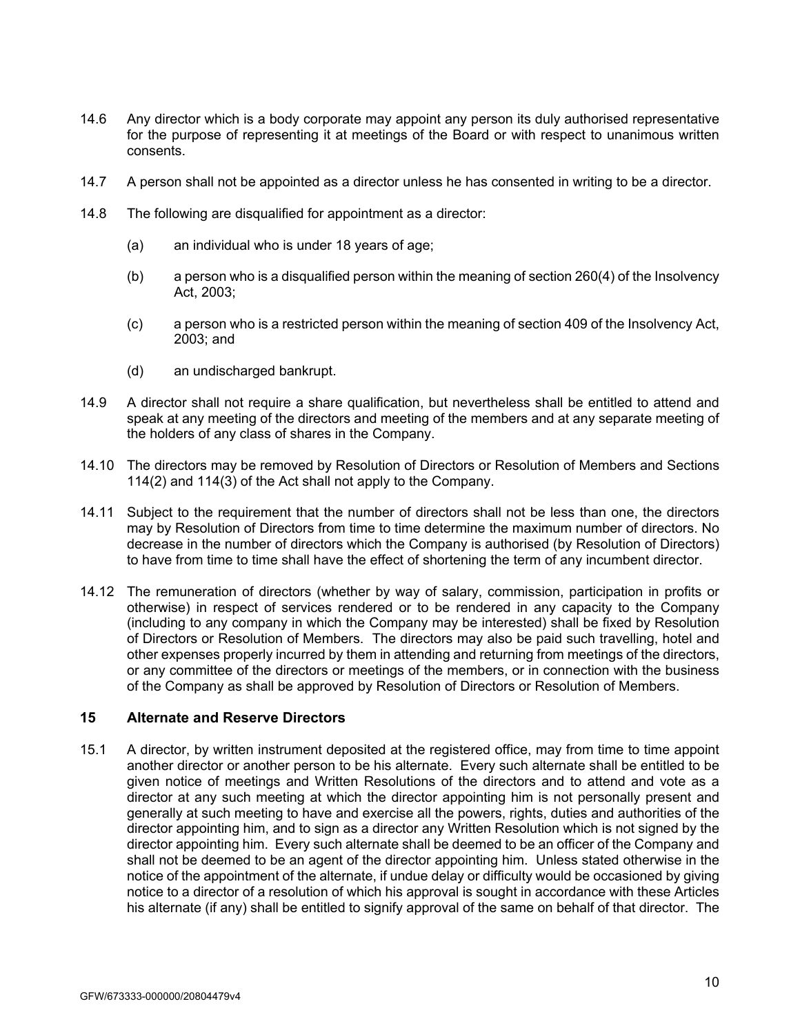14.6 Any director which is a body corporate may appoint any person its duly authorised representative for the purpose of representing it at meetings of the Board or with respect to unanimous written consents.

14.7 A person shall not be appointed as a director unless he has consented in writing to be a director.

14.8 The following are disqualified for appointment as a director:

(a) an individual who is under 18 years of age;

(b) a person who is a disqualified person within the meaning of section 260(4) of the Insolvency Act, 2003;

(c) a person who is a restricted person within the meaning of section 409 of the Insolvency Act, 2003; and

(d) an undischarged bankrupt.

14.9 A director shall not require a share qualification, but nevertheless shall be entitled to attend and speak at any meeting of the directors and meeting of the members and at any separate meeting of the holders of any class of shares in the Company.

14.10 The directors may be removed by Resolution of Directors or Resolution of Members and Sections 114(2) and 114(3) of the Act shall not apply to the Company.

14.11 Subject to the requirement that the number of directors shall not be less than one, the directors may by Resolution of Directors from time to time determine the maximum number of directors. No decrease in the number of directors which the Company is authorised (by Resolution of Directors) to have from time to time shall have the effect of shortening the term of any incumbent director.

14.12 The remuneration of directors (whether by way of salary, commission, participation in profits or otherwise) in respect of services rendered or to be rendered in any capacity to the Company (including to any company in which the Company may be interested) shall be fixed by Resolution of Directors or Resolution of Members. The directors may also be paid such travelling, hotel and other expenses properly incurred by them in attending and returning from meetings of the directors, or any committee of the directors or meetings of the members, or in connection with the business of the Company as shall be approved by Resolution of Directors or Resolution of Members.

## 15 Alternate and Reserve Directors

15.1 A director, by written instrument deposited at the registered office, may from time to time appoint another director or another person to be his alternate. Every such alternate shall be entitled to be given notice of meetings and Written Resolutions of the directors and to attend and vote as a director at any such meeting at which the director appointing him is not personally present and generally at such meeting to have and exercise all the powers, rights, duties and authorities of the director appointing him, and to sign as a director any Written Resolution which is not signed by the director appointing him. Every such alternate shall be deemed to be an officer of the Company and shall not be deemed to be an agent of the director appointing him. Unless stated otherwise in the notice of the appointment of the alternate, if undue delay or difficulty would be occasioned by giving notice to a director of a resolution of which his approval is sought in accordance with these Articles his alternate (if any) shall be entitled to signify approval of the same on behalf of that director. The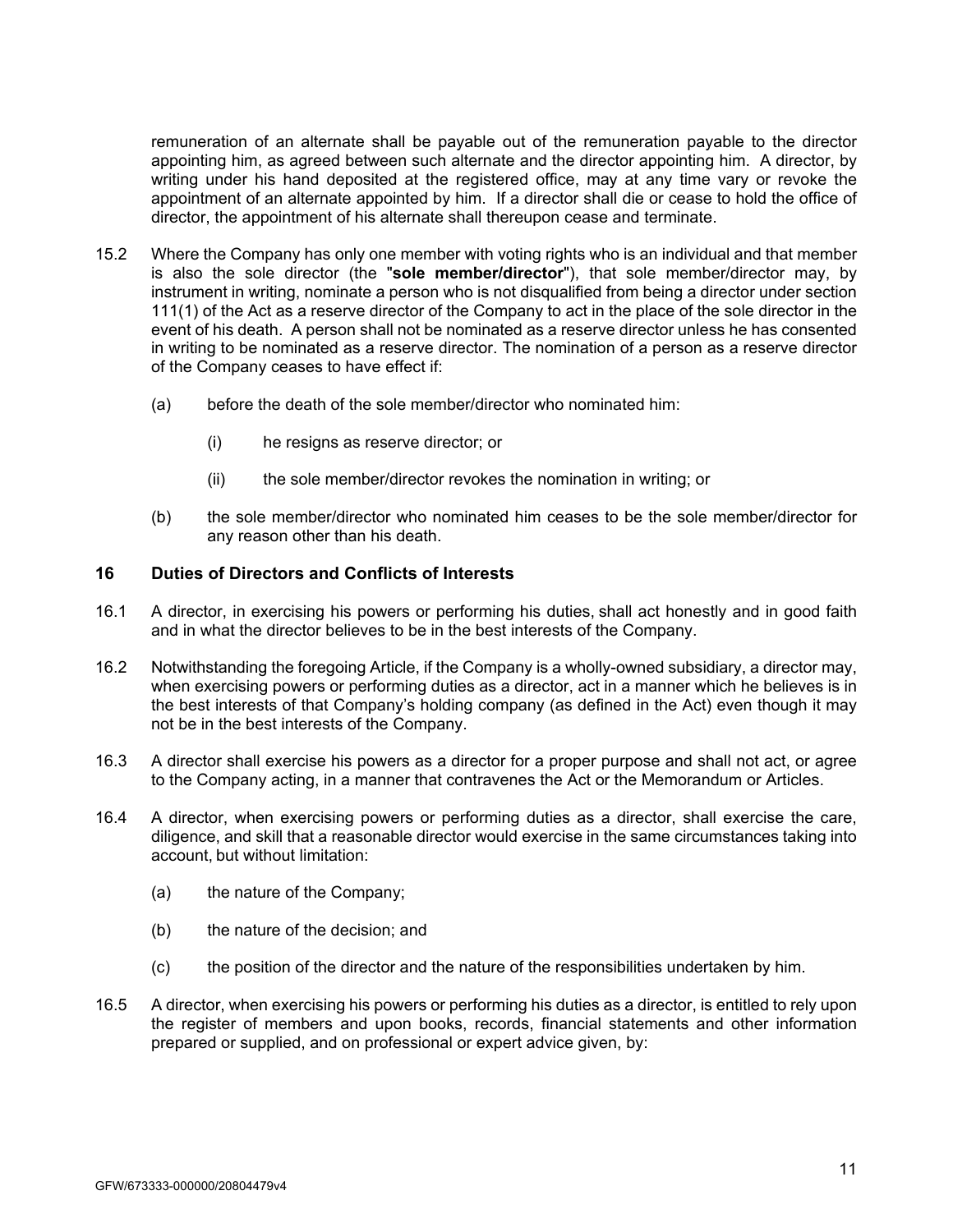remuneration of an alternate shall be payable out of the remuneration payable to the director appointing him, as agreed between such alternate and the director appointing him. A director, by writing under his hand deposited at the registered office, may at any time vary or revoke the appointment of an alternate appointed by him. If a director shall die or cease to hold the office of director, the appointment of his alternate shall thereupon cease and terminate.

15.2 Where the Company has only one member with voting rights who is an individual and that member is also the sole director (the "**sole member/director**"), that sole member/director may, by instrument in writing, nominate a person who is not disqualified from being a director under section 111(1) of the Act as a reserve director of the Company to act in the place of the sole director in the event of his death. A person shall not be nominated as a reserve director unless he has consented in writing to be nominated as a reserve director. The nomination of a person as a reserve director of the Company ceases to have effect if:

(a) before the death of the sole member/director who nominated him:

(i) he resigns as reserve director; or

(ii) the sole member/director revokes the nomination in writing; or

(b) the sole member/director who nominated him ceases to be the sole member/director for any reason other than his death.

## 16 Duties of Directors and Conflicts of Interests

16.1 A director, in exercising his powers or performing his duties, shall act honestly and in good faith and in what the director believes to be in the best interests of the Company.

16.2 Notwithstanding the foregoing Article, if the Company is a wholly-owned subsidiary, a director may, when exercising powers or performing duties as a director, act in a manner which he believes is in the best interests of that Company's holding company (as defined in the Act) even though it may not be in the best interests of the Company.

16.3 A director shall exercise his powers as a director for a proper purpose and shall not act, or agree to the Company acting, in a manner that contravenes the Act or the Memorandum or Articles.

16.4 A director, when exercising powers or performing duties as a director, shall exercise the care, diligence, and skill that a reasonable director would exercise in the same circumstances taking into account, but without limitation:

(a) the nature of the Company;

(b) the nature of the decision; and

(c) the position of the director and the nature of the responsibilities undertaken by him.

16.5 A director, when exercising his powers or performing his duties as a director, is entitled to rely upon the register of members and upon books, records, financial statements and other information prepared or supplied, and on professional or expert advice given, by: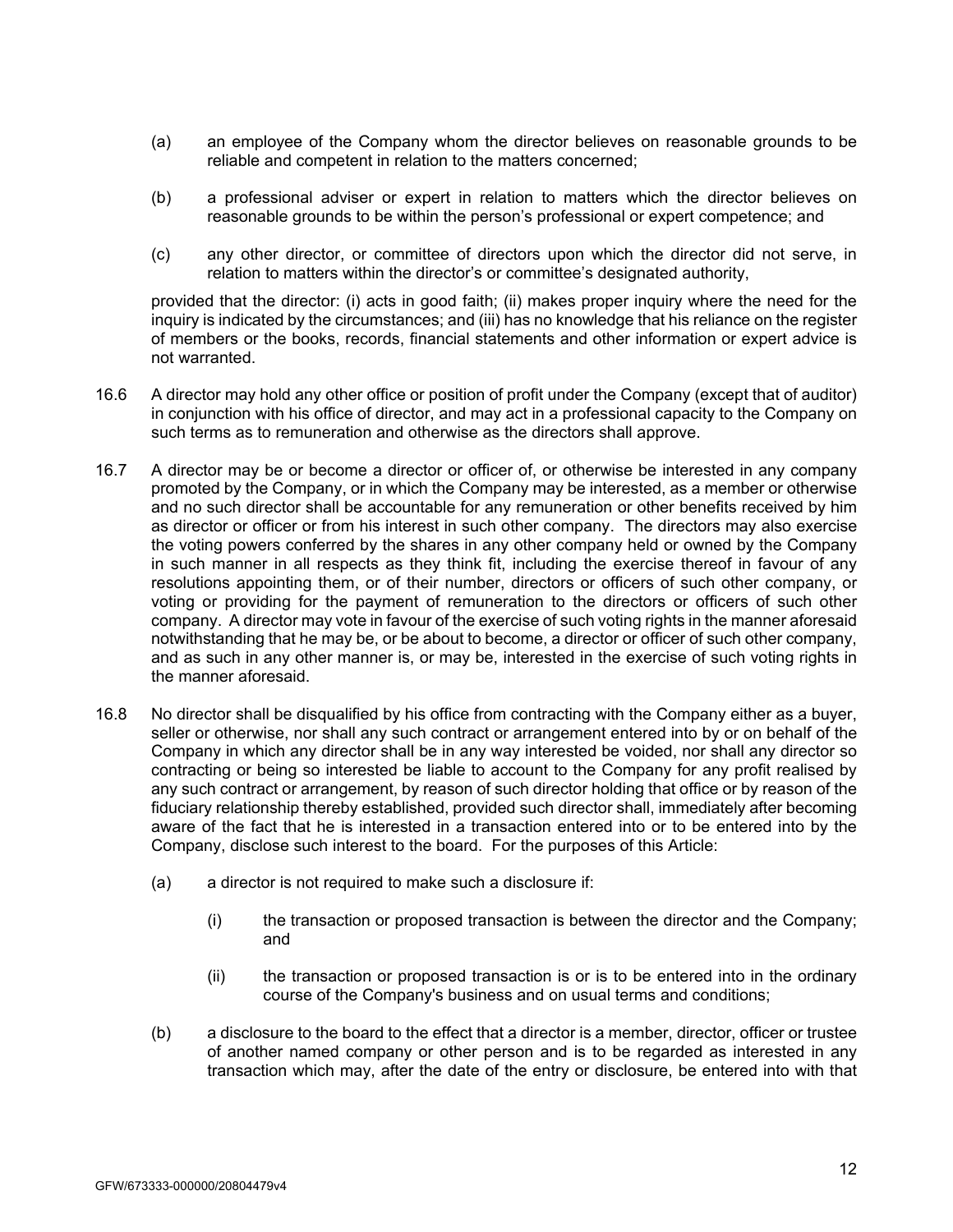(a) an employee of the Company whom the director believes on reasonable grounds to be reliable and competent in relation to the matters concerned;

(b) a professional adviser or expert in relation to matters which the director believes on reasonable grounds to be within the person's professional or expert competence; and

(c) any other director, or committee of directors upon which the director did not serve, in relation to matters within the director's or committee's designated authority,

provided that the director: (i) acts in good faith; (ii) makes proper inquiry where the need for the inquiry is indicated by the circumstances; and (iii) has no knowledge that his reliance on the register of members or the books, records, financial statements and other information or expert advice is not warranted.

16.6 A director may hold any other office or position of profit under the Company (except that of auditor) in conjunction with his office of director, and may act in a professional capacity to the Company on such terms as to remuneration and otherwise as the directors shall approve.

16.7 A director may be or become a director or officer of, or otherwise be interested in any company promoted by the Company, or in which the Company may be interested, as a member or otherwise and no such director shall be accountable for any remuneration or other benefits received by him as director or officer or from his interest in such other company. The directors may also exercise the voting powers conferred by the shares in any other company held or owned by the Company in such manner in all respects as they think fit, including the exercise thereof in favour of any resolutions appointing them, or of their number, directors or officers of such other company, or voting or providing for the payment of remuneration to the directors or officers of such other company. A director may vote in favour of the exercise of such voting rights in the manner aforesaid notwithstanding that he may be, or be about to become, a director or officer of such other company, and as such in any other manner is, or may be, interested in the exercise of such voting rights in the manner aforesaid.

16.8 No director shall be disqualified by his office from contracting with the Company either as a buyer, seller or otherwise, nor shall any such contract or arrangement entered into by or on behalf of the Company in which any director shall be in any way interested be voided, nor shall any director so contracting or being so interested be liable to account to the Company for any profit realised by any such contract or arrangement, by reason of such director holding that office or by reason of the fiduciary relationship thereby established, provided such director shall, immediately after becoming aware of the fact that he is interested in a transaction entered into or to be entered into by the Company, disclose such interest to the board. For the purposes of this Article:

(a) a director is not required to make such a disclosure if:

(i) the transaction or proposed transaction is between the director and the Company; and

(ii) the transaction or proposed transaction is or is to be entered into in the ordinary course of the Company's business and on usual terms and conditions;

(b) a disclosure to the board to the effect that a director is a member, director, officer or trustee of another named company or other person and is to be regarded as interested in any transaction which may, after the date of the entry or disclosure, be entered into with that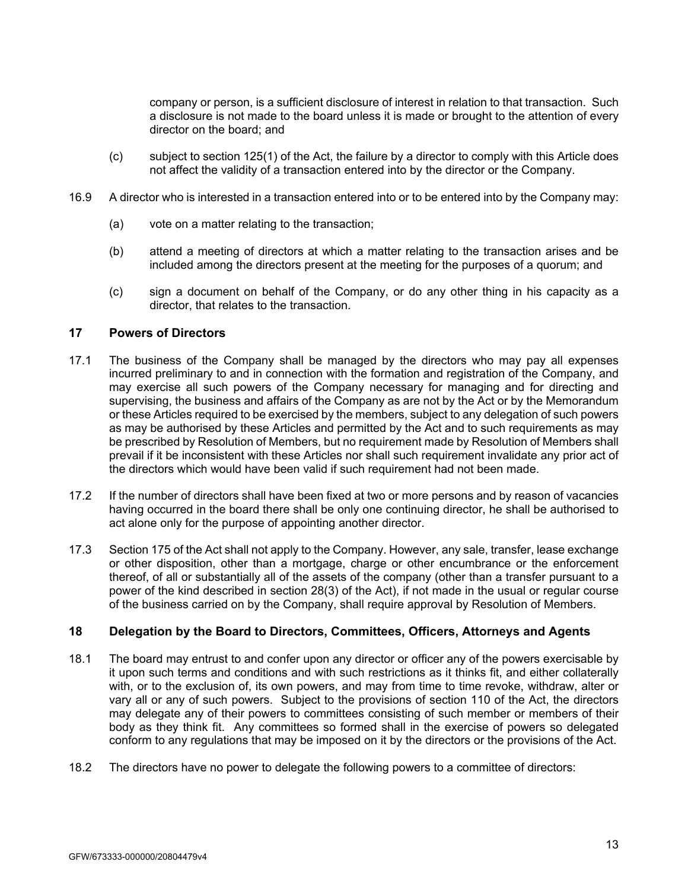company or person, is a sufficient disclosure of interest in relation to that transaction. Such a disclosure is not made to the board unless it is made or brought to the attention of every director on the board; and

(c) subject to section 125(1) of the Act, the failure by a director to comply with this Article does not affect the validity of a transaction entered into by the director or the Company.

16.9 A director who is interested in a transaction entered into or to be entered into by the Company may:

(a) vote on a matter relating to the transaction;

(b) attend a meeting of directors at which a matter relating to the transaction arises and be included among the directors present at the meeting for the purposes of a quorum; and

(c) sign a document on behalf of the Company, or do any other thing in his capacity as a director, that relates to the transaction.

## 17 Powers of Directors

17.1 The business of the Company shall be managed by the directors who may pay all expenses incurred preliminary to and in connection with the formation and registration of the Company, and may exercise all such powers of the Company necessary for managing and for directing and supervising, the business and affairs of the Company as are not by the Act or by the Memorandum or these Articles required to be exercised by the members, subject to any delegation of such powers as may be authorised by these Articles and permitted by the Act and to such requirements as may be prescribed by Resolution of Members, but no requirement made by Resolution of Members shall prevail if it be inconsistent with these Articles nor shall such requirement invalidate any prior act of the directors which would have been valid if such requirement had not been made.

17.2 If the number of directors shall have been fixed at two or more persons and by reason of vacancies having occurred in the board there shall be only one continuing director, he shall be authorised to act alone only for the purpose of appointing another director.

17.3 Section 175 of the Act shall not apply to the Company. However, any sale, transfer, lease exchange or other disposition, other than a mortgage, charge or other encumbrance or the enforcement thereof, of all or substantially all of the assets of the company (other than a transfer pursuant to a power of the kind described in section 28(3) of the Act), if not made in the usual or regular course of the business carried on by the Company, shall require approval by Resolution of Members.

## 18 Delegation by the Board to Directors, Committees, Officers, Attorneys and Agents

18.1 The board may entrust to and confer upon any director or officer any of the powers exercisable by it upon such terms and conditions and with such restrictions as it thinks fit, and either collaterally with, or to the exclusion of, its own powers, and may from time to time revoke, withdraw, alter or vary all or any of such powers. Subject to the provisions of section 110 of the Act, the directors may delegate any of their powers to committees consisting of such member or members of their body as they think fit. Any committees so formed shall in the exercise of powers so delegated conform to any regulations that may be imposed on it by the directors or the provisions of the Act.

18.2 The directors have no power to delegate the following powers to a committee of directors: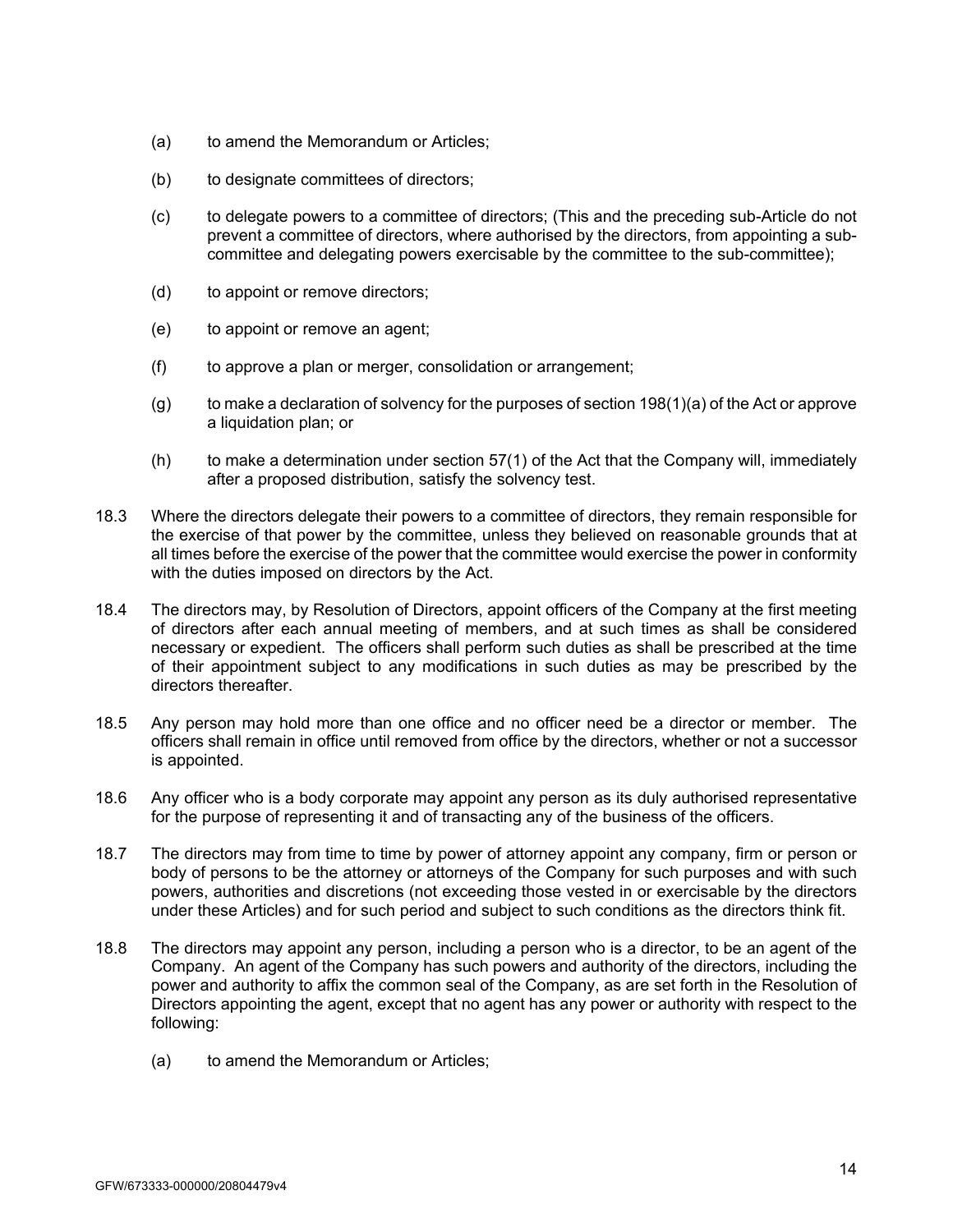(a) to amend the Memorandum or Articles;

(b) to designate committees of directors;

(c) to delegate powers to a committee of directors; (This and the preceding sub-Article do not prevent a committee of directors, where authorised by the directors, from appointing a sub-committee and delegating powers exercisable by the committee to the sub-committee);

(d) to appoint or remove directors;

(e) to appoint or remove an agent;

(f) to approve a plan or merger, consolidation or arrangement;

(g) to make a declaration of solvency for the purposes of section 198(1)(a) of the Act or approve a liquidation plan; or

(h) to make a determination under section 57(1) of the Act that the Company will, immediately after a proposed distribution, satisfy the solvency test.

18.3 Where the directors delegate their powers to a committee of directors, they remain responsible for the exercise of that power by the committee, unless they believed on reasonable grounds that at all times before the exercise of the power that the committee would exercise the power in conformity with the duties imposed on directors by the Act.

18.4 The directors may, by Resolution of Directors, appoint officers of the Company at the first meeting of directors after each annual meeting of members, and at such times as shall be considered necessary or expedient. The officers shall perform such duties as shall be prescribed at the time of their appointment subject to any modifications in such duties as may be prescribed by the directors thereafter.

18.5 Any person may hold more than one office and no officer need be a director or member. The officers shall remain in office until removed from office by the directors, whether or not a successor is appointed.

18.6 Any officer who is a body corporate may appoint any person as its duly authorised representative for the purpose of representing it and of transacting any of the business of the officers.

18.7 The directors may from time to time by power of attorney appoint any company, firm or person or body of persons to be the attorney or attorneys of the Company for such purposes and with such powers, authorities and discretions (not exceeding those vested in or exercisable by the directors under these Articles) and for such period and subject to such conditions as the directors think fit.

18.8 The directors may appoint any person, including a person who is a director, to be an agent of the Company. An agent of the Company has such powers and authority of the directors, including the power and authority to affix the common seal of the Company, as are set forth in the Resolution of Directors appointing the agent, except that no agent has any power or authority with respect to the following:

(a) to amend the Memorandum or Articles;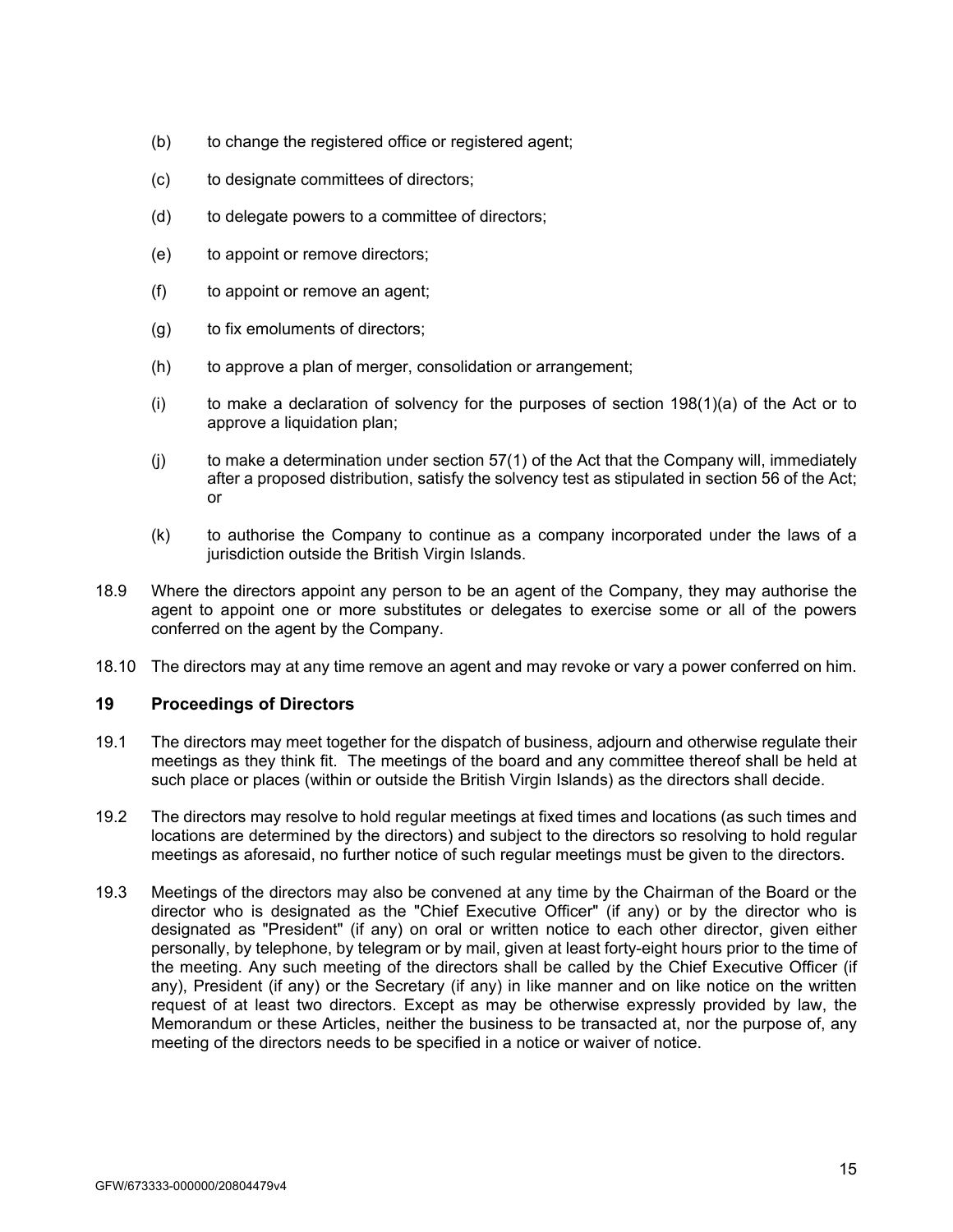(b) to change the registered office or registered agent;

(c) to designate committees of directors;

(d) to delegate powers to a committee of directors;

(e) to appoint or remove directors;

(f) to appoint or remove an agent;

(g) to fix emoluments of directors;

(h) to approve a plan of merger, consolidation or arrangement;

(i) to make a declaration of solvency for the purposes of section 198(1)(a) of the Act or to approve a liquidation plan;

(j) to make a determination under section 57(1) of the Act that the Company will, immediately after a proposed distribution, satisfy the solvency test as stipulated in section 56 of the Act; or

(k) to authorise the Company to continue as a company incorporated under the laws of a jurisdiction outside the British Virgin Islands.

18.9 Where the directors appoint any person to be an agent of the Company, they may authorise the agent to appoint one or more substitutes or delegates to exercise some or all of the powers conferred on the agent by the Company.

18.10 The directors may at any time remove an agent and may revoke or vary a power conferred on him.

## 19 Proceedings of Directors

19.1 The directors may meet together for the dispatch of business, adjourn and otherwise regulate their meetings as they think fit. The meetings of the board and any committee thereof shall be held at such place or places (within or outside the British Virgin Islands) as the directors shall decide.

19.2 The directors may resolve to hold regular meetings at fixed times and locations (as such times and locations are determined by the directors) and subject to the directors so resolving to hold regular meetings as aforesaid, no further notice of such regular meetings must be given to the directors.

19.3 Meetings of the directors may also be convened at any time by the Chairman of the Board or the director who is designated as the "Chief Executive Officer" (if any) or by the director who is designated as "President" (if any) on oral or written notice to each other director, given either personally, by telephone, by telegram or by mail, given at least forty-eight hours prior to the time of the meeting. Any such meeting of the directors shall be called by the Chief Executive Officer (if any), President (if any) or the Secretary (if any) in like manner and on like notice on the written request of at least two directors. Except as may be otherwise expressly provided by law, the Memorandum or these Articles, neither the business to be transacted at, nor the purpose of, any meeting of the directors needs to be specified in a notice or waiver of notice.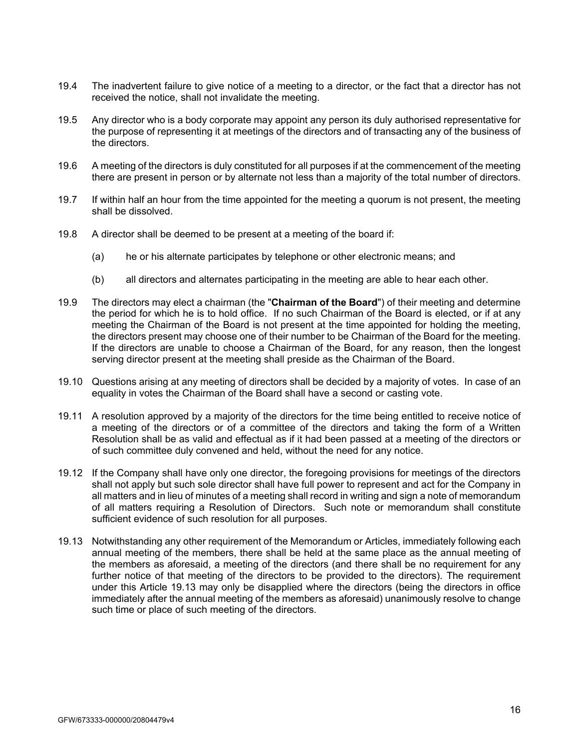19.4 The inadvertent failure to give notice of a meeting to a director, or the fact that a director has not received the notice, shall not invalidate the meeting.

19.5 Any director who is a body corporate may appoint any person its duly authorised representative for the purpose of representing it at meetings of the directors and of transacting any of the business of the directors.

19.6 A meeting of the directors is duly constituted for all purposes if at the commencement of the meeting there are present in person or by alternate not less than a majority of the total number of directors.

19.7 If within half an hour from the time appointed for the meeting a quorum is not present, the meeting shall be dissolved.

19.8 A director shall be deemed to be present at a meeting of the board if:

(a) he or his alternate participates by telephone or other electronic means; and

(b) all directors and alternates participating in the meeting are able to hear each other.

19.9 The directors may elect a chairman (the "**Chairman of the Board**") of their meeting and determine the period for which he is to hold office. If no such Chairman of the Board is elected, or if at any meeting the Chairman of the Board is not present at the time appointed for holding the meeting, the directors present may choose one of their number to be Chairman of the Board for the meeting. If the directors are unable to choose a Chairman of the Board, for any reason, then the longest serving director present at the meeting shall preside as the Chairman of the Board.

19.10 Questions arising at any meeting of directors shall be decided by a majority of votes. In case of an equality in votes the Chairman of the Board shall have a second or casting vote.

19.11 A resolution approved by a majority of the directors for the time being entitled to receive notice of a meeting of the directors or of a committee of the directors and taking the form of a Written Resolution shall be as valid and effectual as if it had been passed at a meeting of the directors or of such committee duly convened and held, without the need for any notice.

19.12 If the Company shall have only one director, the foregoing provisions for meetings of the directors shall not apply but such sole director shall have full power to represent and act for the Company in all matters and in lieu of minutes of a meeting shall record in writing and sign a note of memorandum of all matters requiring a Resolution of Directors. Such note or memorandum shall constitute sufficient evidence of such resolution for all purposes.

19.13 Notwithstanding any other requirement of the Memorandum or Articles, immediately following each annual meeting of the members, there shall be held at the same place as the annual meeting of the members as aforesaid, a meeting of the directors (and there shall be no requirement for any further notice of that meeting of the directors to be provided to the directors). The requirement under this Article 19.13 may only be disapplied where the directors (being the directors in office immediately after the annual meeting of the members as aforesaid) unanimously resolve to change such time or place of such meeting of the directors.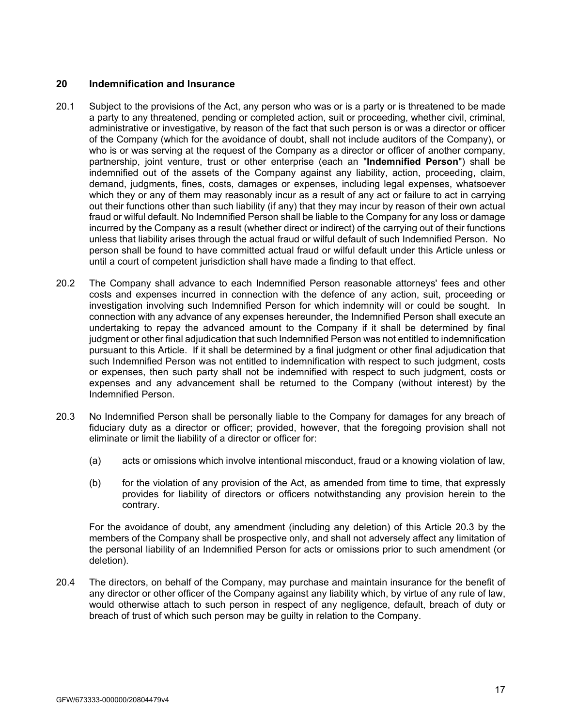## 20 Indemnification and Insurance

20.1 Subject to the provisions of the Act, any person who was or is a party or is threatened to be made a party to any threatened, pending or completed action, suit or proceeding, whether civil, criminal, administrative or investigative, by reason of the fact that such person is or was a director or officer of the Company (which for the avoidance of doubt, shall not include auditors of the Company), or who is or was serving at the request of the Company as a director or officer of another company, partnership, joint venture, trust or other enterprise (each an "**Indemnified Person**") shall be indemnified out of the assets of the Company against any liability, action, proceeding, claim, demand, judgments, fines, costs, damages or expenses, including legal expenses, whatsoever which they or any of them may reasonably incur as a result of any act or failure to act in carrying out their functions other than such liability (if any) that they may incur by reason of their own actual fraud or wilful default. No Indemnified Person shall be liable to the Company for any loss or damage incurred by the Company as a result (whether direct or indirect) of the carrying out of their functions unless that liability arises through the actual fraud or wilful default of such Indemnified Person. No person shall be found to have committed actual fraud or wilful default under this Article unless or until a court of competent jurisdiction shall have made a finding to that effect.

20.2 The Company shall advance to each Indemnified Person reasonable attorneys' fees and other costs and expenses incurred in connection with the defence of any action, suit, proceeding or investigation involving such Indemnified Person for which indemnity will or could be sought. In connection with any advance of any expenses hereunder, the Indemnified Person shall execute an undertaking to repay the advanced amount to the Company if it shall be determined by final judgment or other final adjudication that such Indemnified Person was not entitled to indemnification pursuant to this Article. If it shall be determined by a final judgment or other final adjudication that such Indemnified Person was not entitled to indemnification with respect to such judgment, costs or expenses, then such party shall not be indemnified with respect to such judgment, costs or expenses and any advancement shall be returned to the Company (without interest) by the Indemnified Person.

20.3 No Indemnified Person shall be personally liable to the Company for damages for any breach of fiduciary duty as a director or officer; provided, however, that the foregoing provision shall not eliminate or limit the liability of a director or officer for:

(a) acts or omissions which involve intentional misconduct, fraud or a knowing violation of law,

(b) for the violation of any provision of the Act, as amended from time to time, that expressly provides for liability of directors or officers notwithstanding any provision herein to the contrary.

For the avoidance of doubt, any amendment (including any deletion) of this Article 20.3 by the members of the Company shall be prospective only, and shall not adversely affect any limitation of the personal liability of an Indemnified Person for acts or omissions prior to such amendment (or deletion).

20.4 The directors, on behalf of the Company, may purchase and maintain insurance for the benefit of any director or other officer of the Company against any liability which, by virtue of any rule of law, would otherwise attach to such person in respect of any negligence, default, breach of duty or breach of trust of which such person may be guilty in relation to the Company.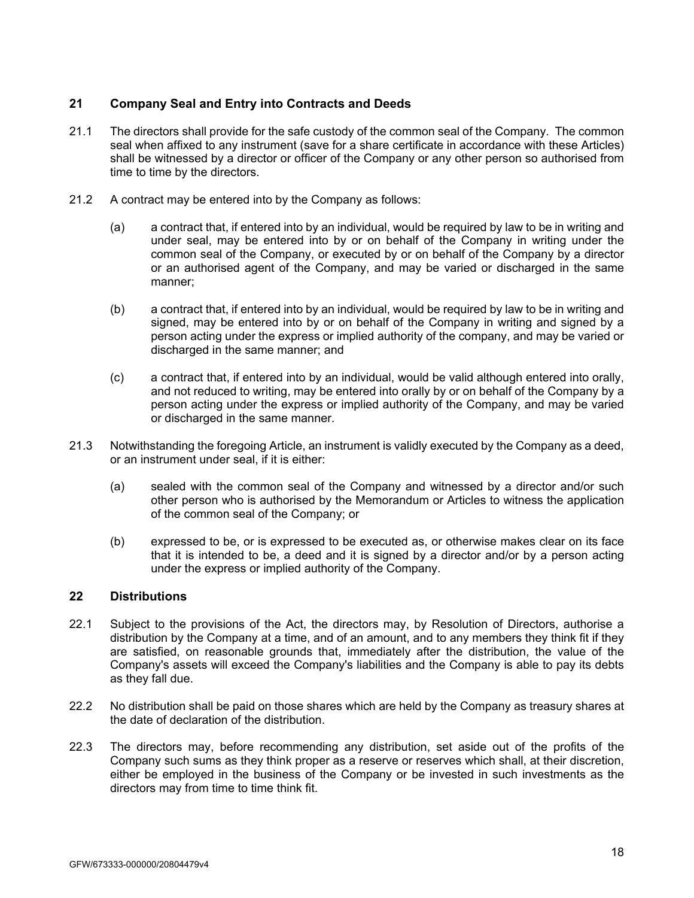## 21 Company Seal and Entry into Contracts and Deeds

21.1 The directors shall provide for the safe custody of the common seal of the Company. The common seal when affixed to any instrument (save for a share certificate in accordance with these Articles) shall be witnessed by a director or officer of the Company or any other person so authorised from time to time by the directors.

21.2 A contract may be entered into by the Company as follows:

(a) a contract that, if entered into by an individual, would be required by law to be in writing and under seal, may be entered into by or on behalf of the Company in writing under the common seal of the Company, or executed by or on behalf of the Company by a director or an authorised agent of the Company, and may be varied or discharged in the same manner;

(b) a contract that, if entered into by an individual, would be required by law to be in writing and signed, may be entered into by or on behalf of the Company in writing and signed by a person acting under the express or implied authority of the company, and may be varied or discharged in the same manner; and

(c) a contract that, if entered into by an individual, would be valid although entered into orally, and not reduced to writing, may be entered into orally by or on behalf of the Company by a person acting under the express or implied authority of the Company, and may be varied or discharged in the same manner.

21.3 Notwithstanding the foregoing Article, an instrument is validly executed by the Company as a deed, or an instrument under seal, if it is either:

(a) sealed with the common seal of the Company and witnessed by a director and/or such other person who is authorised by the Memorandum or Articles to witness the application of the common seal of the Company; or

(b) expressed to be, or is expressed to be executed as, or otherwise makes clear on its face that it is intended to be, a deed and it is signed by a director and/or by a person acting under the express or implied authority of the Company.

## 22 Distributions

22.1 Subject to the provisions of the Act, the directors may, by Resolution of Directors, authorise a distribution by the Company at a time, and of an amount, and to any members they think fit if they are satisfied, on reasonable grounds that, immediately after the distribution, the value of the Company's assets will exceed the Company's liabilities and the Company is able to pay its debts as they fall due.

22.2 No distribution shall be paid on those shares which are held by the Company as treasury shares at the date of declaration of the distribution.

22.3 The directors may, before recommending any distribution, set aside out of the profits of the Company such sums as they think proper as a reserve or reserves which shall, at their discretion, either be employed in the business of the Company or be invested in such investments as the directors may from time to time think fit.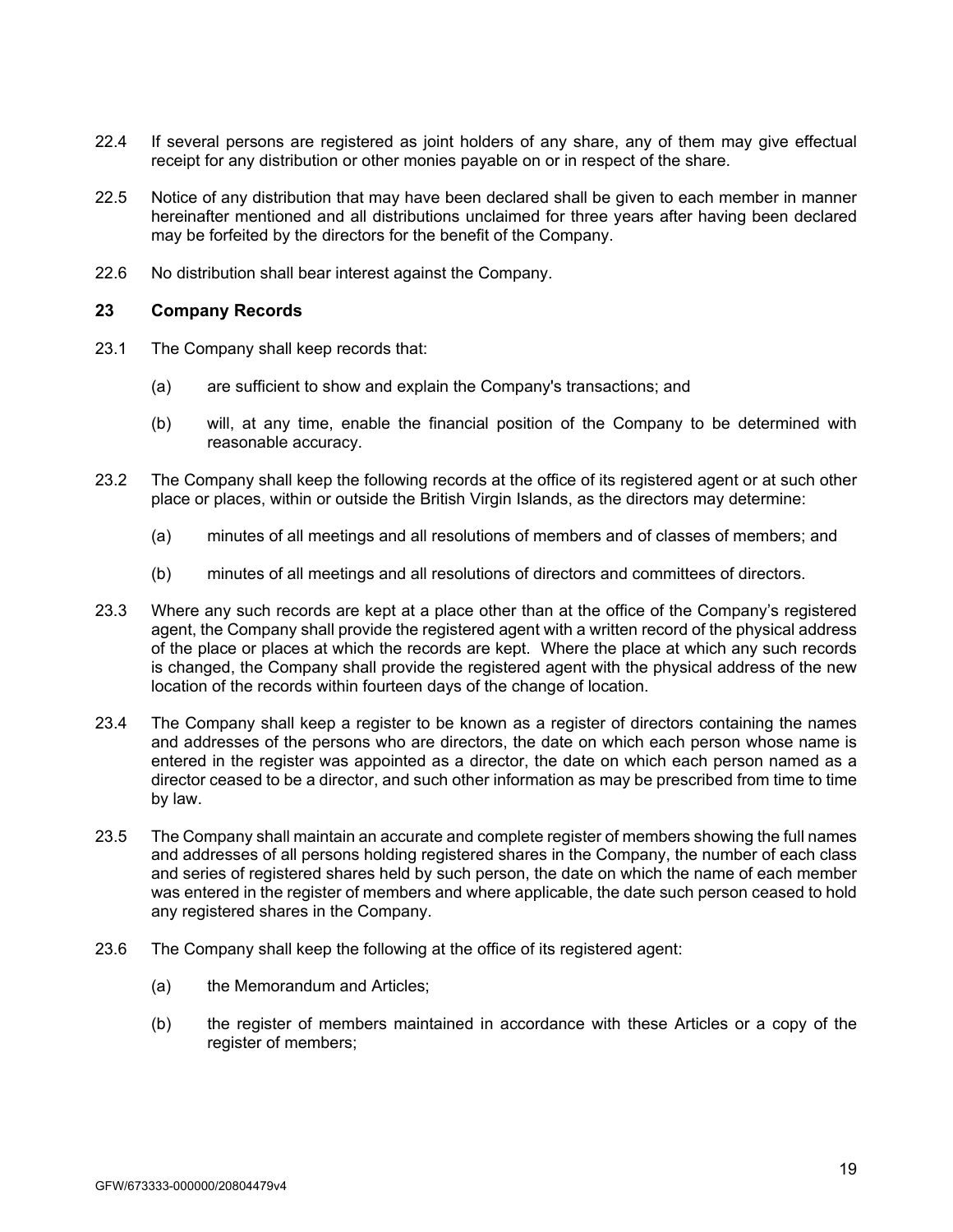22.4 If several persons are registered as joint holders of any share, any of them may give effectual receipt for any distribution or other monies payable on or in respect of the share.

22.5 Notice of any distribution that may have been declared shall be given to each member in manner hereinafter mentioned and all distributions unclaimed for three years after having been declared may be forfeited by the directors for the benefit of the Company.

22.6 No distribution shall bear interest against the Company.

## 23 Company Records

23.1 The Company shall keep records that:

(a) are sufficient to show and explain the Company's transactions; and

(b) will, at any time, enable the financial position of the Company to be determined with reasonable accuracy.

23.2 The Company shall keep the following records at the office of its registered agent or at such other place or places, within or outside the British Virgin Islands, as the directors may determine:

(a) minutes of all meetings and all resolutions of members and of classes of members; and

(b) minutes of all meetings and all resolutions of directors and committees of directors.

23.3 Where any such records are kept at a place other than at the office of the Company's registered agent, the Company shall provide the registered agent with a written record of the physical address of the place or places at which the records are kept. Where the place at which any such records is changed, the Company shall provide the registered agent with the physical address of the new location of the records within fourteen days of the change of location.

23.4 The Company shall keep a register to be known as a register of directors containing the names and addresses of the persons who are directors, the date on which each person whose name is entered in the register was appointed as a director, the date on which each person named as a director ceased to be a director, and such other information as may be prescribed from time to time by law.

23.5 The Company shall maintain an accurate and complete register of members showing the full names and addresses of all persons holding registered shares in the Company, the number of each class and series of registered shares held by such person, the date on which the name of each member was entered in the register of members and where applicable, the date such person ceased to hold any registered shares in the Company.

23.6 The Company shall keep the following at the office of its registered agent:

(a) the Memorandum and Articles;

(b) the register of members maintained in accordance with these Articles or a copy of the register of members;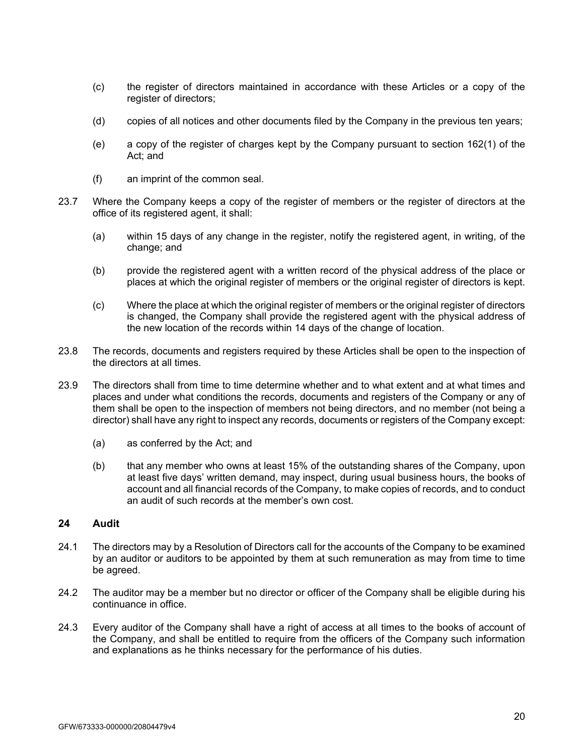(c) the register of directors maintained in accordance with these Articles or a copy of the register of directors;

(d) copies of all notices and other documents filed by the Company in the previous ten years;

(e) a copy of the register of charges kept by the Company pursuant to section 162(1) of the Act; and

(f) an imprint of the common seal.

23.7 Where the Company keeps a copy of the register of members or the register of directors at the office of its registered agent, it shall:

(a) within 15 days of any change in the register, notify the registered agent, in writing, of the change; and

(b) provide the registered agent with a written record of the physical address of the place or places at which the original register of members or the original register of directors is kept.

(c) Where the place at which the original register of members or the original register of directors is changed, the Company shall provide the registered agent with the physical address of the new location of the records within 14 days of the change of location.

23.8 The records, documents and registers required by these Articles shall be open to the inspection of the directors at all times.

23.9 The directors shall from time to time determine whether and to what extent and at what times and places and under what conditions the records, documents and registers of the Company or any of them shall be open to the inspection of members not being directors, and no member (not being a director) shall have any right to inspect any records, documents or registers of the Company except:

(a) as conferred by the Act; and

(b) that any member who owns at least 15% of the outstanding shares of the Company, upon at least five days' written demand, may inspect, during usual business hours, the books of account and all financial records of the Company, to make copies of records, and to conduct an audit of such records at the member's own cost.

## 24 Audit

24.1 The directors may by a Resolution of Directors call for the accounts of the Company to be examined by an auditor or auditors to be appointed by them at such remuneration as may from time to time be agreed.

24.2 The auditor may be a member but no director or officer of the Company shall be eligible during his continuance in office.

24.3 Every auditor of the Company shall have a right of access at all times to the books of account of the Company, and shall be entitled to require from the officers of the Company such information and explanations as he thinks necessary for the performance of his duties.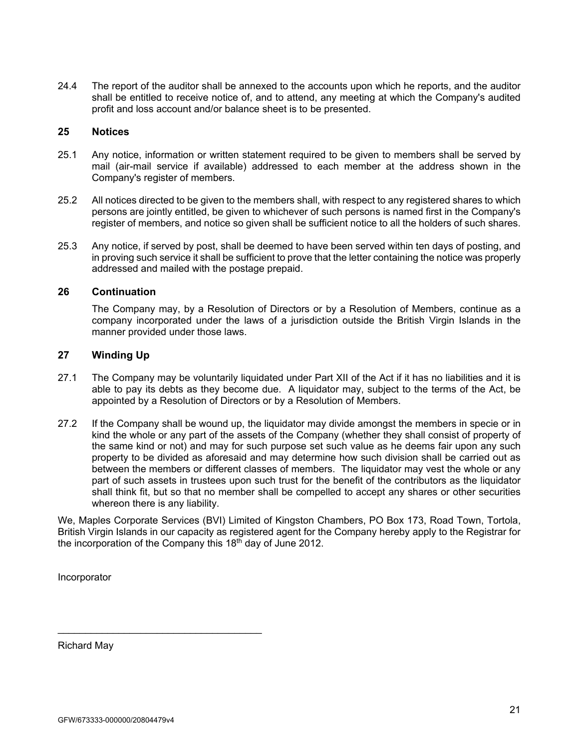24.4 The report of the auditor shall be annexed to the accounts upon which he reports, and the auditor shall be entitled to receive notice of, and to attend, any meeting at which the Company's audited profit and loss account and/or balance sheet is to be presented.

## 25 Notices

25.1 Any notice, information or written statement required to be given to members shall be served by mail (air-mail service if available) addressed to each member at the address shown in the Company's register of members.

25.2 All notices directed to be given to the members shall, with respect to any registered shares to which persons are jointly entitled, be given to whichever of such persons is named first in the Company's register of members, and notice so given shall be sufficient notice to all the holders of such shares.

25.3 Any notice, if served by post, shall be deemed to have been served within ten days of posting, and in proving such service it shall be sufficient to prove that the letter containing the notice was properly addressed and mailed with the postage prepaid.

## 26 Continuation

The Company may, by a Resolution of Directors or by a Resolution of Members, continue as a company incorporated under the laws of a jurisdiction outside the British Virgin Islands in the manner provided under those laws.

## 27 Winding Up

27.1 The Company may be voluntarily liquidated under Part XII of the Act if it has no liabilities and it is able to pay its debts as they become due. A liquidator may, subject to the terms of the Act, be appointed by a Resolution of Directors or by a Resolution of Members.

27.2 If the Company shall be wound up, the liquidator may divide amongst the members in specie or in kind the whole or any part of the assets of the Company (whether they shall consist of property of the same kind or not) and may for such purpose set such value as he deems fair upon any such property to be divided as aforesaid and may determine how such division shall be carried out as between the members or different classes of members. The liquidator may vest the whole or any part of such assets in trustees upon such trust for the benefit of the contributors as the liquidator shall think fit, but so that no member shall be compelled to accept any shares or other securities whereon there is any liability.

We, Maples Corporate Services (BVI) Limited of Kingston Chambers, PO Box 173, Road Town, Tortola, British Virgin Islands in our capacity as registered agent for the Company hereby apply to the Registrar for the incorporation of the Company this 18th day of June 2012.

Incorporator

_____________________________________

Richard May

GFW/673333-000000/20804479v4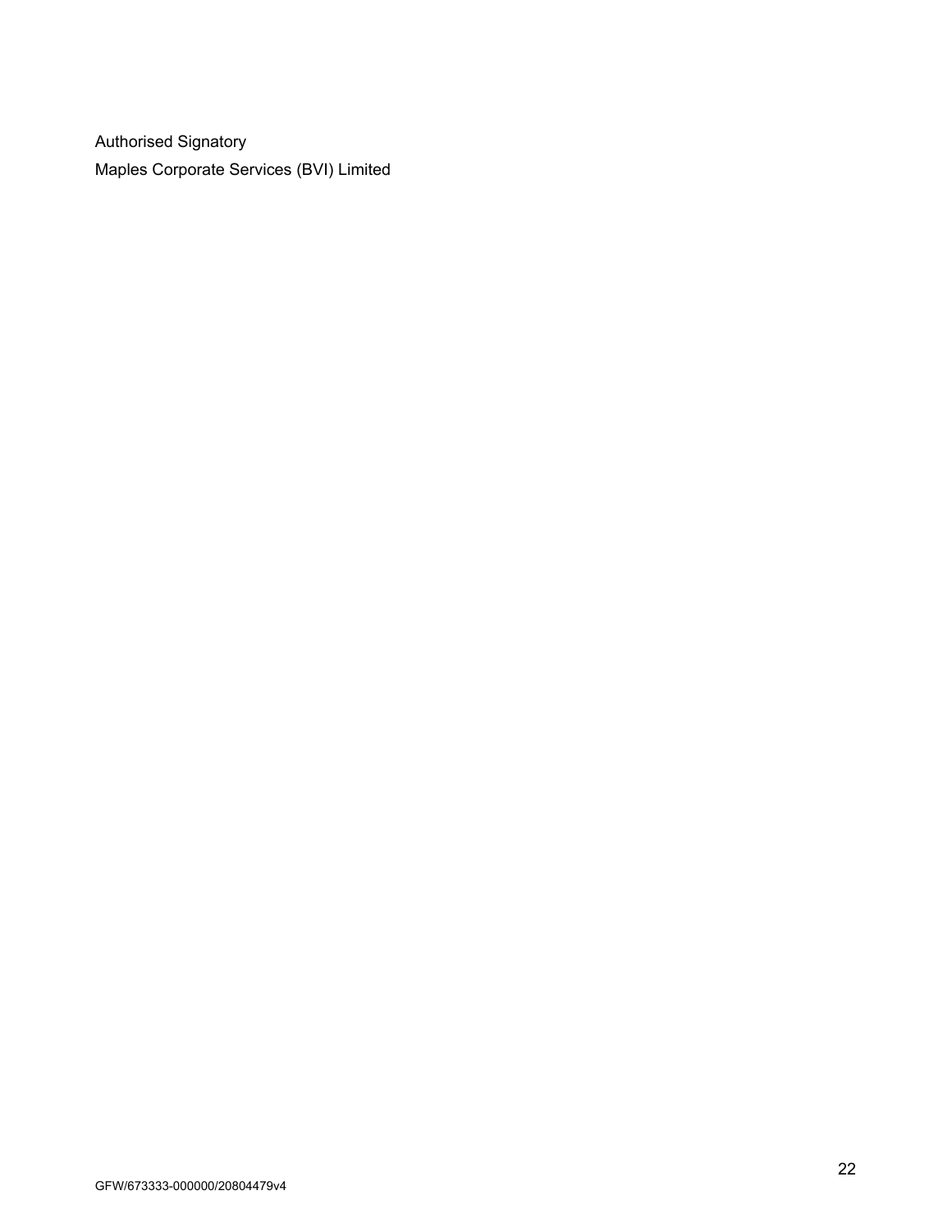Authorised Signatory

Maples Corporate Services (BVI) Limited

GFW/673333-000000/20804479v4